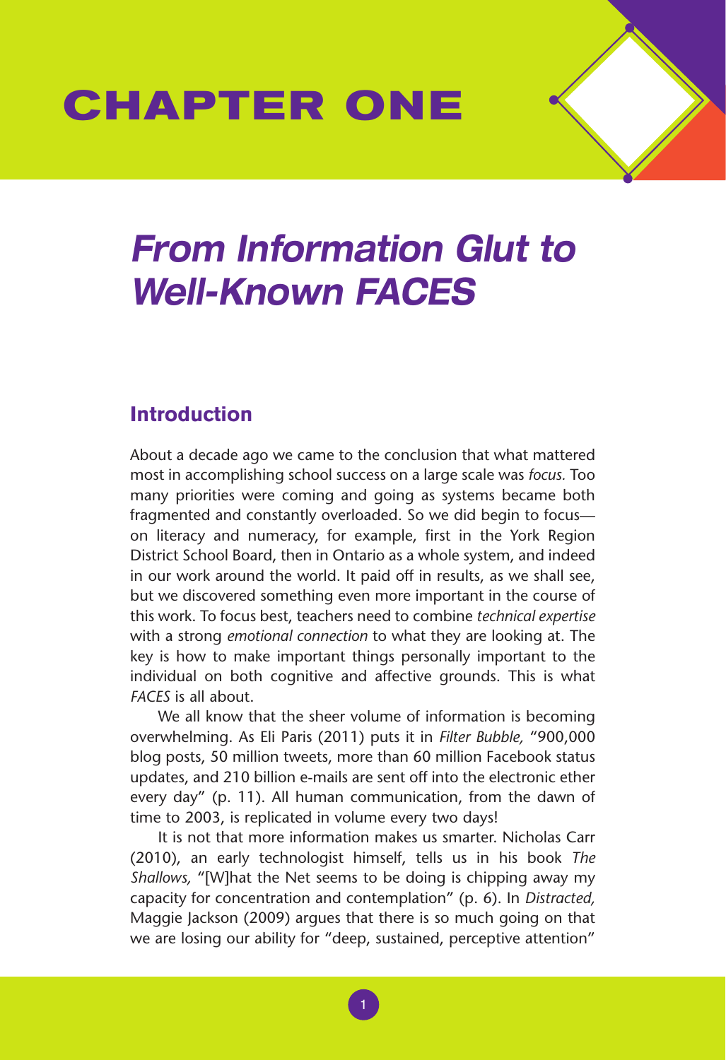# CHAPTER ONE

# *From Information Glut to Well-Known FACES*

## Introduction

About a decade ago we came to the conclusion that what mattered most in accomplishing school success on a large scale was *focus.* Too many priorities were coming and going as systems became both fragmented and constantly overloaded. So we did begin to focus—on literacy and numeracy, for example, first in the York Region District School Board, then in Ontario as a whole system, and indeed in our work around the world. It paid off in results, as we shall see, but we discovered something even more important in the course of this work. To focus best, teachers need to combine *technical expertise* with a strong *emotional connection* to what they are looking at. The key is how to make important things personally important to the individual on both cognitive and affective grounds. This is what *FACES* is all about.

We all know that the sheer volume of information is becoming overwhelming. As Eli Paris (2011) puts it in *Filter Bubble,* "900,000 blog posts, 50 million tweets, more than 60 million Facebook status updates, and 210 billion e-mails are sent off into the electronic ether every day" (p. 11). All human communication, from the dawn of time to 2003, is replicated in volume every two days!

It is not that more information makes us smarter. Nicholas Carr (2010), an early technologist himself, tells us in his book *The Shallows,* "[W]hat the Net seems to be doing is chipping away my capacity for concentration and contemplation" (p. 6). In *Distracted,* Maggie Jackson (2009) argues that there is so much going on that we are losing our ability for "deep, sustained, perceptive attention"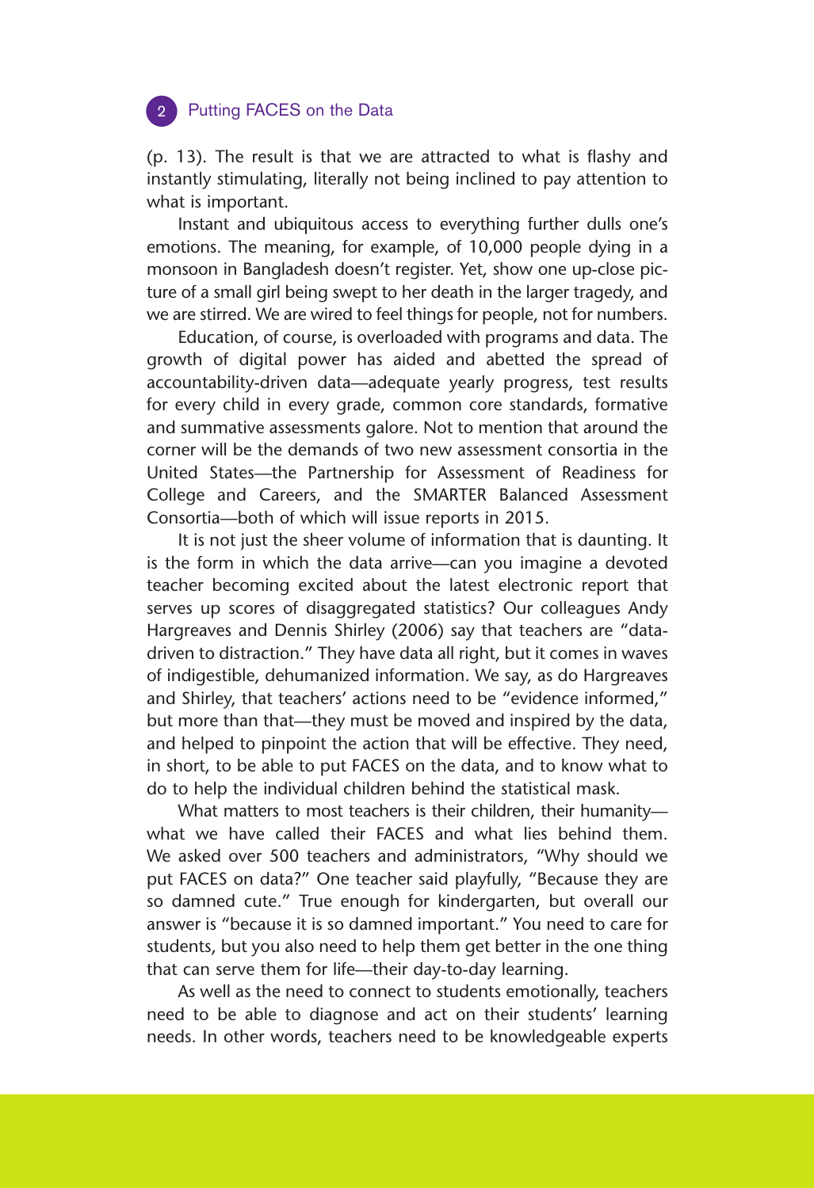(p. 13). The result is that we are attracted to what is flashy and instantly stimulating, literally not being inclined to pay attention to what is important.

Instant and ubiquitous access to everything further dulls one's emotions. The meaning, for example, of 10,000 people dying in a monsoon in Bangladesh doesn't register. Yet, show one up-close picture of a small girl being swept to her death in the larger tragedy, and we are stirred. We are wired to feel things for people, not for numbers.

Education, of course, is overloaded with programs and data. The growth of digital power has aided and abetted the spread of accountability-driven data—adequate yearly progress, test results for every child in every grade, common core standards, formative and summative assessments galore. Not to mention that around the corner will be the demands of two new assessment consortia in the United States—the Partnership for Assessment of Readiness for College and Careers, and the SMARTER Balanced Assessment Consortia—both of which will issue reports in 2015.

It is not just the sheer volume of information that is daunting. It is the form in which the data arrive—can you imagine a devoted teacher becoming excited about the latest electronic report that serves up scores of disaggregated statistics? Our colleagues Andy Hargreaves and Dennis Shirley (2006) say that teachers are "data-driven to distraction." They have data all right, but it comes in waves of indigestible, dehumanized information. We say, as do Hargreaves and Shirley, that teachers' actions need to be "evidence informed," but more than that—they must be moved and inspired by the data, and helped to pinpoint the action that will be effective. They need, in short, to be able to put FACES on the data, and to know what to do to help the individual children behind the statistical mask.

What matters to most teachers is their children, their humanity—what we have called their FACES and what lies behind them. We asked over 500 teachers and administrators, "Why should we put FACES on data?" One teacher said playfully, "Because they are so damned cute." True enough for kindergarten, but overall our answer is "because it is so damned important." You need to care for students, but you also need to help them get better in the one thing that can serve them for life—their day-to-day learning.

As well as the need to connect to students emotionally, teachers need to be able to diagnose and act on their students' learning needs. In other words, teachers need to be knowledgeable experts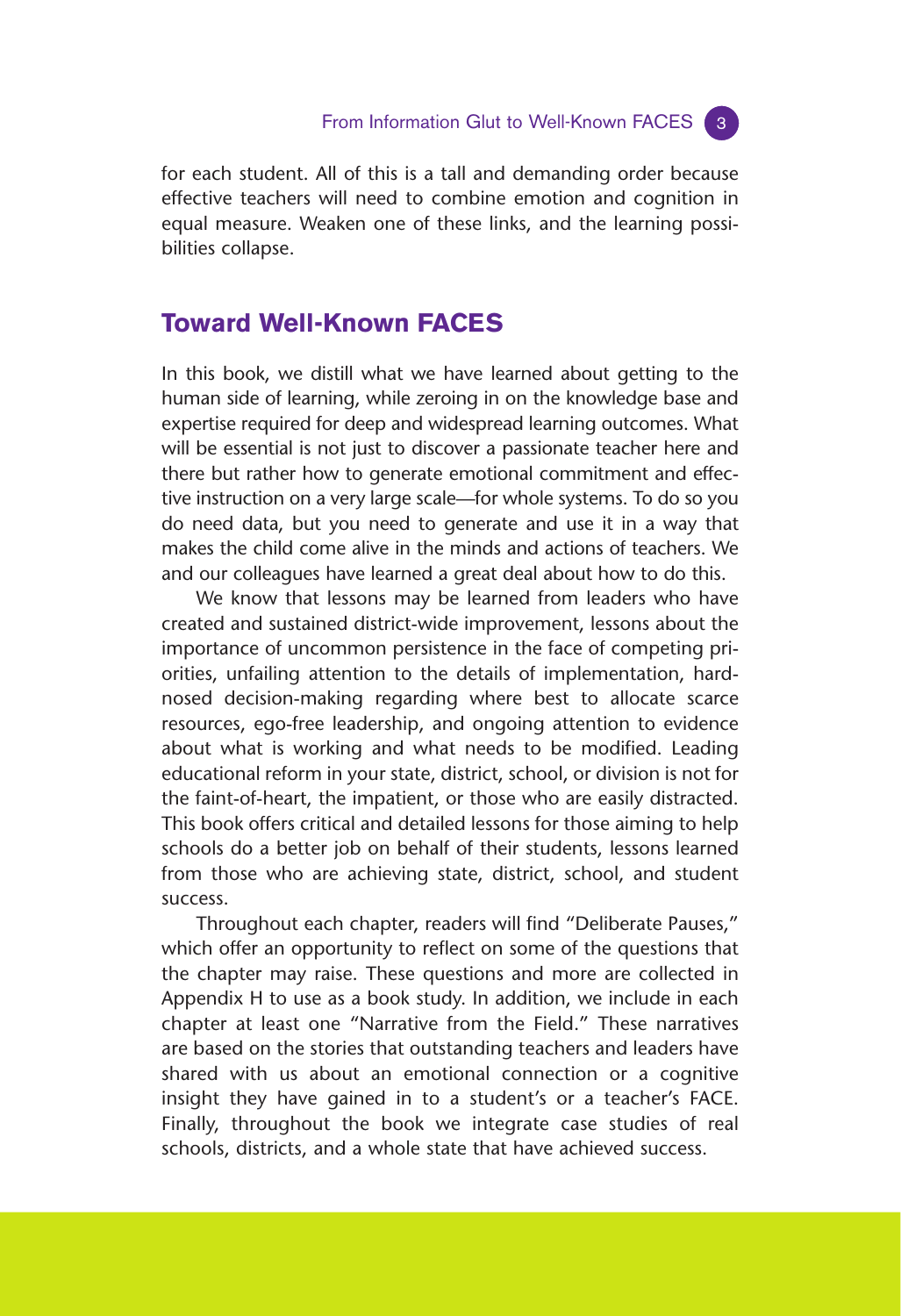for each student. All of this is a tall and demanding order because effective teachers will need to combine emotion and cognition in equal measure. Weaken one of these links, and the learning possibilities collapse.

## Toward Well-Known FACES

In this book, we distill what we have learned about getting to the human side of learning, while zeroing in on the knowledge base and expertise required for deep and widespread learning outcomes. What will be essential is not just to discover a passionate teacher here and there but rather how to generate emotional commitment and effective instruction on a very large scale—for whole systems. To do so you do need data, but you need to generate and use it in a way that makes the child come alive in the minds and actions of teachers. We and our colleagues have learned a great deal about how to do this.

We know that lessons may be learned from leaders who have created and sustained district-wide improvement, lessons about the importance of uncommon persistence in the face of competing priorities, unfailing attention to the details of implementation, hard-nosed decision-making regarding where best to allocate scarce resources, ego-free leadership, and ongoing attention to evidence about what is working and what needs to be modified. Leading educational reform in your state, district, school, or division is not for the faint-of-heart, the impatient, or those who are easily distracted. This book offers critical and detailed lessons for those aiming to help schools do a better job on behalf of their students, lessons learned from those who are achieving state, district, school, and student success.

Throughout each chapter, readers will find "Deliberate Pauses," which offer an opportunity to reflect on some of the questions that the chapter may raise. These questions and more are collected in Appendix H to use as a book study. In addition, we include in each chapter at least one "Narrative from the Field." These narratives are based on the stories that outstanding teachers and leaders have shared with us about an emotional connection or a cognitive insight they have gained in to a student's or a teacher's FACE. Finally, throughout the book we integrate case studies of real schools, districts, and a whole state that have achieved success.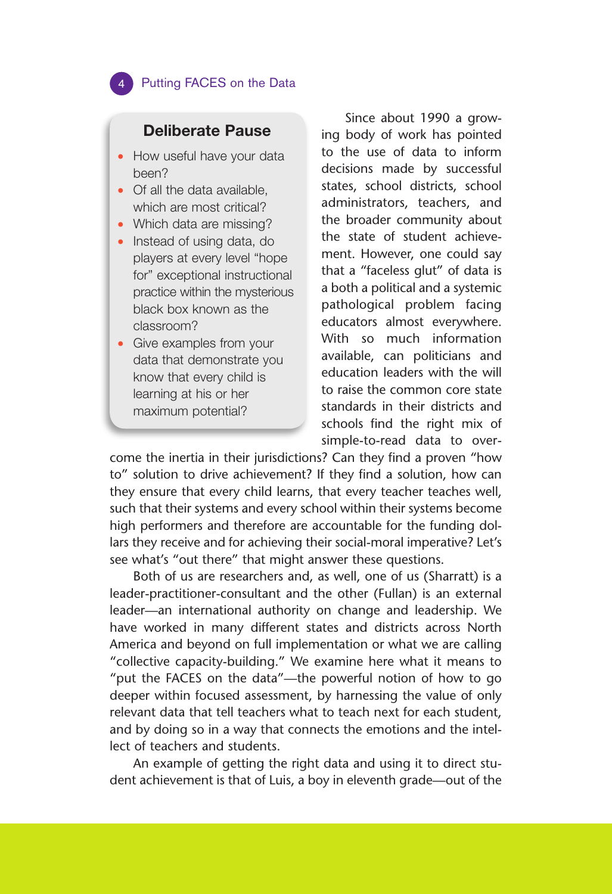### Deliberate Pause

- How useful have your data been?
- Of all the data available, which are most critical?
- Which data are missing?
- Instead of using data, do players at every level "hope for" exceptional instructional practice within the mysterious black box known as the classroom?
- Give examples from your data that demonstrate you know that every child is learning at his or her maximum potential?

Since about 1990 a growing body of work has pointed to the use of data to inform decisions made by successful states, school districts, school administrators, teachers, and the broader community about the state of student achievement. However, one could say that a "faceless glut" of data is a both a political and a systemic pathological problem facing educators almost everywhere. With so much information available, can politicians and education leaders with the will to raise the common core state standards in their districts and schools find the right mix of simple-to-read data to overcome the inertia in their jurisdictions? Can they find a proven "how to" solution to drive achievement? If they find a solution, how can they ensure that every child learns, that every teacher teaches well, such that their systems and every school within their systems become high performers and therefore are accountable for the funding dollars they receive and for achieving their social-moral imperative? Let's see what's "out there" that might answer these questions.

Both of us are researchers and, as well, one of us (Sharratt) is a leader-practitioner-consultant and the other (Fullan) is an external leader—an international authority on change and leadership. We have worked in many different states and districts across North America and beyond on full implementation or what we are calling "collective capacity-building." We examine here what it means to "put the FACES on the data"—the powerful notion of how to go deeper within focused assessment, by harnessing the value of only relevant data that tell teachers what to teach next for each student, and by doing so in a way that connects the emotions and the intellect of teachers and students.

An example of getting the right data and using it to direct student achievement is that of Luis, a boy in eleventh grade—out of the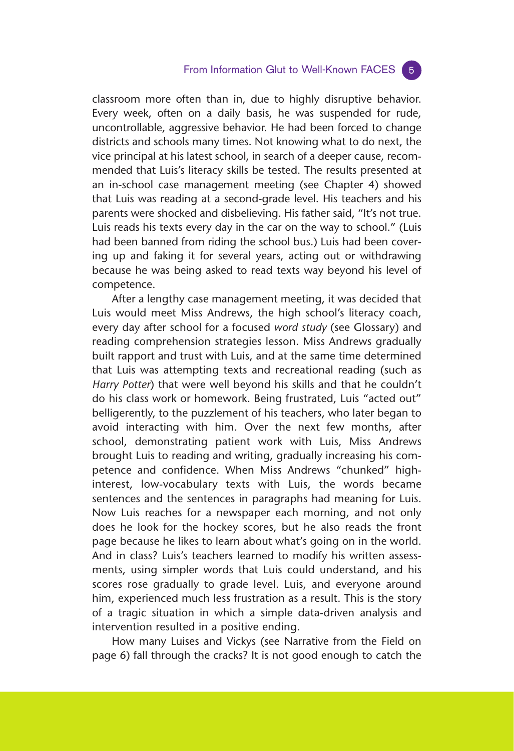classroom more often than in, due to highly disruptive behavior. Every week, often on a daily basis, he was suspended for rude, uncontrollable, aggressive behavior. He had been forced to change districts and schools many times. Not knowing what to do next, the vice principal at his latest school, in search of a deeper cause, recommended that Luis's literacy skills be tested. The results presented at an in-school case management meeting (see Chapter 4) showed that Luis was reading at a second-grade level. His teachers and his parents were shocked and disbelieving. His father said, "It's not true. Luis reads his texts every day in the car on the way to school." (Luis had been banned from riding the school bus.) Luis had been covering up and faking it for several years, acting out or withdrawing because he was being asked to read texts way beyond his level of competence.

After a lengthy case management meeting, it was decided that Luis would meet Miss Andrews, the high school's literacy coach, every day after school for a focused *word study* (see Glossary) and reading comprehension strategies lesson. Miss Andrews gradually built rapport and trust with Luis, and at the same time determined that Luis was attempting texts and recreational reading (such as *Harry Potter*) that were well beyond his skills and that he couldn't do his class work or homework. Being frustrated, Luis "acted out" belligerently, to the puzzlement of his teachers, who later began to avoid interacting with him. Over the next few months, after school, demonstrating patient work with Luis, Miss Andrews brought Luis to reading and writing, gradually increasing his competence and confidence. When Miss Andrews "chunked" high-interest, low-vocabulary texts with Luis, the words became sentences and the sentences in paragraphs had meaning for Luis. Now Luis reaches for a newspaper each morning, and not only does he look for the hockey scores, but he also reads the front page because he likes to learn about what's going on in the world. And in class? Luis's teachers learned to modify his written assessments, using simpler words that Luis could understand, and his scores rose gradually to grade level. Luis, and everyone around him, experienced much less frustration as a result. This is the story of a tragic situation in which a simple data-driven analysis and intervention resulted in a positive ending.

How many Luises and Vickys (see Narrative from the Field on page 6) fall through the cracks? It is not good enough to catch the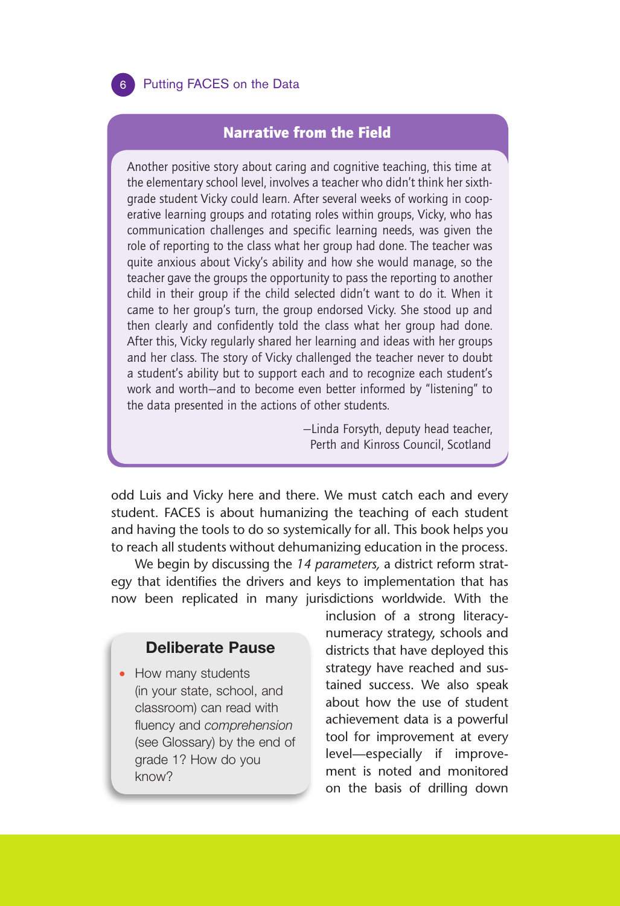### Narrative from the Field

Another positive story about caring and cognitive teaching, this time at the elementary school level, involves a teacher who didn't think her sixth-grade student Vicky could learn. After several weeks of working in cooperative learning groups and rotating roles within groups, Vicky, who has communication challenges and specific learning needs, was given the role of reporting to the class what her group had done. The teacher was quite anxious about Vicky's ability and how she would manage, so the teacher gave the groups the opportunity to pass the reporting to another child in their group if the child selected didn't want to do it. When it came to her group's turn, the group endorsed Vicky. She stood up and then clearly and confidently told the class what her group had done. After this, Vicky regularly shared her learning and ideas with her groups and her class. The story of Vicky challenged the teacher never to doubt a student's ability but to support each and to recognize each student's work and worth—and to become even better informed by "listening" to the data presented in the actions of other students.

—Linda Forsyth, deputy head teacher,
Perth and Kinross Council, Scotland

odd Luis and Vicky here and there. We must catch each and every student. FACES is about humanizing the teaching of each student and having the tools to do so systemically for all. This book helps you to reach all students without dehumanizing education in the process.

We begin by discussing the *14 parameters,* a district reform strategy that identifies the drivers and keys to implementation that has now been replicated in many jurisdictions worldwide. With the inclusion of a strong literacy-numeracy strategy, schools and districts that have deployed this strategy have reached and sustained success. We also speak about how the use of student achievement data is a powerful tool for improvement at every level—especially if improvement is noted and monitored on the basis of drilling down

#### Deliberate Pause

- How many students (in your state, school, and classroom) can read with fluency and *comprehension* (see Glossary) by the end of grade 1? How do you know?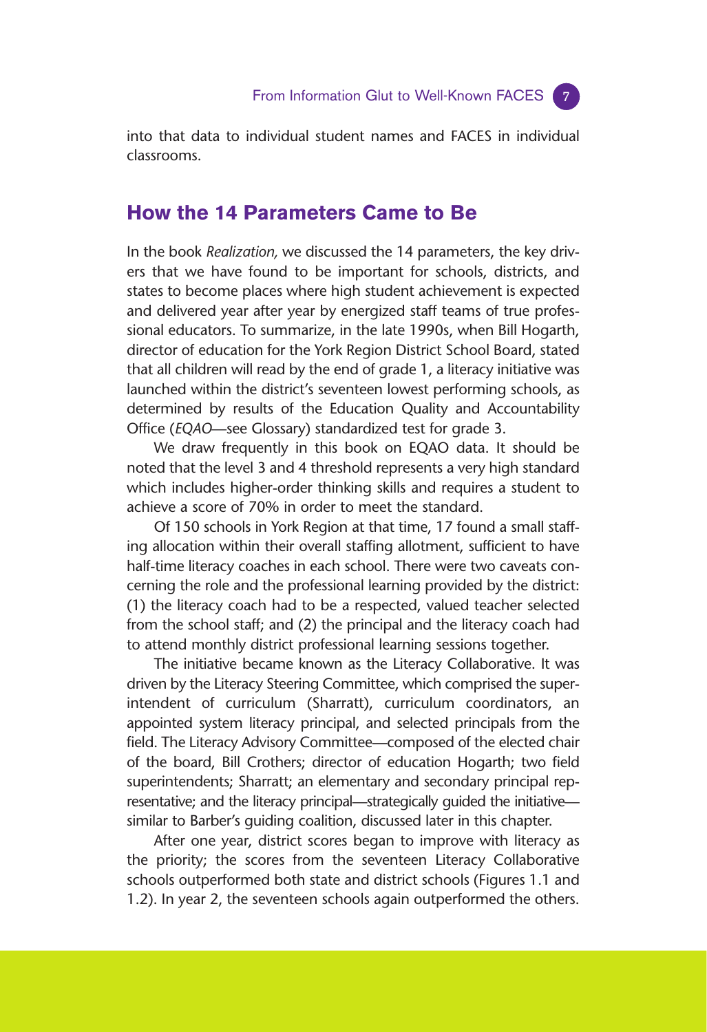into that data to individual student names and FACES in individual classrooms.

## How the 14 Parameters Came to Be

In the book *Realization,* we discussed the 14 parameters, the key drivers that we have found to be important for schools, districts, and states to become places where high student achievement is expected and delivered year after year by energized staff teams of true professional educators. To summarize, in the late 1990s, when Bill Hogarth, director of education for the York Region District School Board, stated that all children will read by the end of grade 1, a literacy initiative was launched within the district's seventeen lowest performing schools, as determined by results of the Education Quality and Accountability Office (*EQAO*—see Glossary) standardized test for grade 3.

We draw frequently in this book on EQAO data. It should be noted that the level 3 and 4 threshold represents a very high standard which includes higher-order thinking skills and requires a student to achieve a score of 70% in order to meet the standard.

Of 150 schools in York Region at that time, 17 found a small staffing allocation within their overall staffing allotment, sufficient to have half-time literacy coaches in each school. There were two caveats concerning the role and the professional learning provided by the district: (1) the literacy coach had to be a respected, valued teacher selected from the school staff; and (2) the principal and the literacy coach had to attend monthly district professional learning sessions together.

The initiative became known as the Literacy Collaborative. It was driven by the Literacy Steering Committee, which comprised the superintendent of curriculum (Sharratt), curriculum coordinators, an appointed system literacy principal, and selected principals from the field. The Literacy Advisory Committee—composed of the elected chair of the board, Bill Crothers; director of education Hogarth; two field superintendents; Sharratt; an elementary and secondary principal representative; and the literacy principal—strategically guided the initiative—similar to Barber's guiding coalition, discussed later in this chapter.

After one year, district scores began to improve with literacy as the priority; the scores from the seventeen Literacy Collaborative schools outperformed both state and district schools (Figures 1.1 and 1.2). In year 2, the seventeen schools again outperformed the others.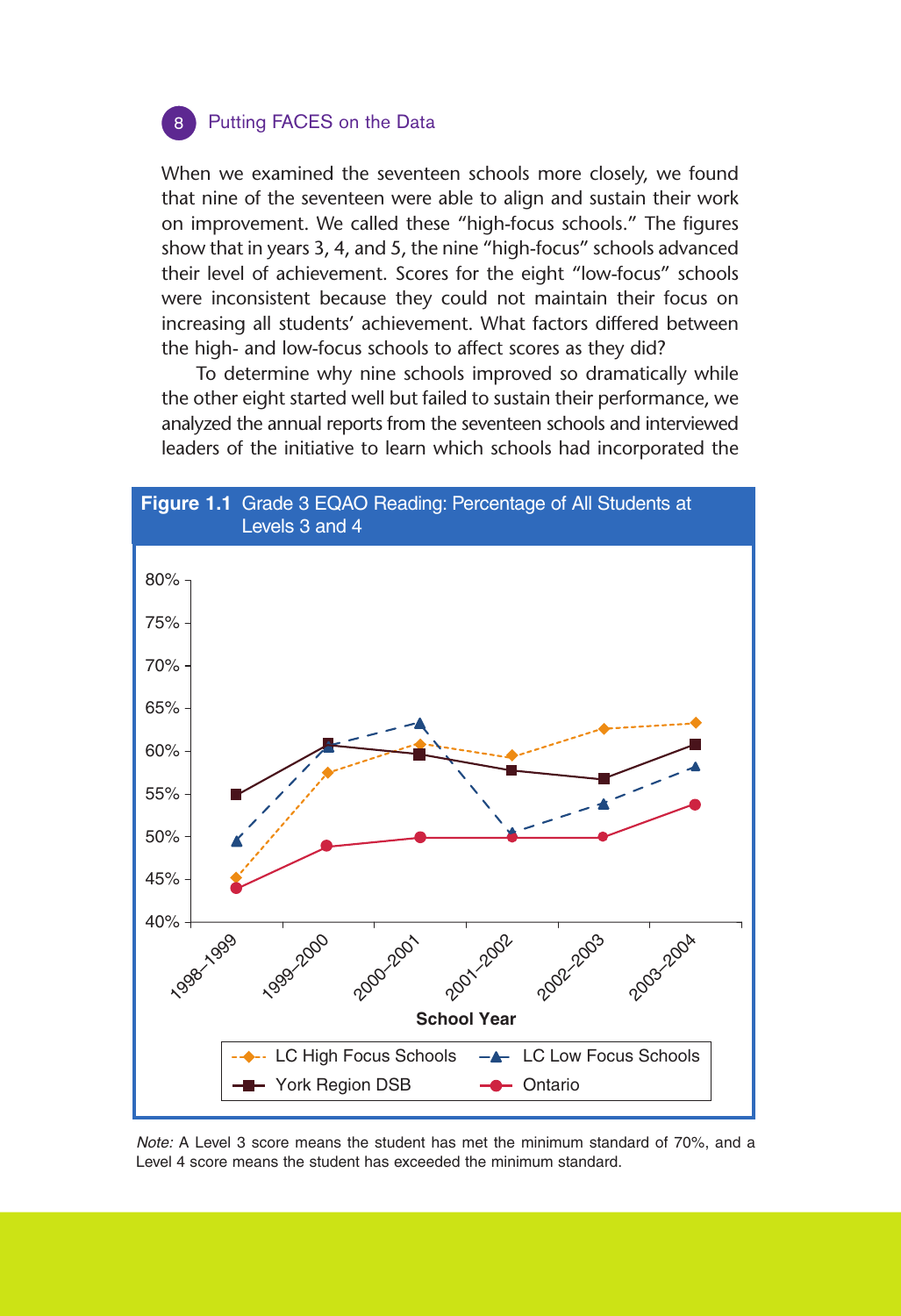When we examined the seventeen schools more closely, we found that nine of the seventeen were able to align and sustain their work on improvement. We called these "high-focus schools." The figures show that in years 3, 4, and 5, the nine "high-focus" schools advanced their level of achievement. Scores for the eight "low-focus" schools were inconsistent because they could not maintain their focus on increasing all students' achievement. What factors differed between the high- and low-focus schools to affect scores as they did?

To determine why nine schools improved so dramatically while the other eight started well but failed to sustain their performance, we analyzed the annual reports from the seventeen schools and interviewed leaders of the initiative to learn which schools had incorporated the

**Figure 1.1** Grade 3 EQAO Reading: Percentage of All Students at Levels 3 and 4

*Note:* A Level 3 score means the student has met the minimum standard of 70%, and a Level 4 score means the student has exceeded the minimum standard.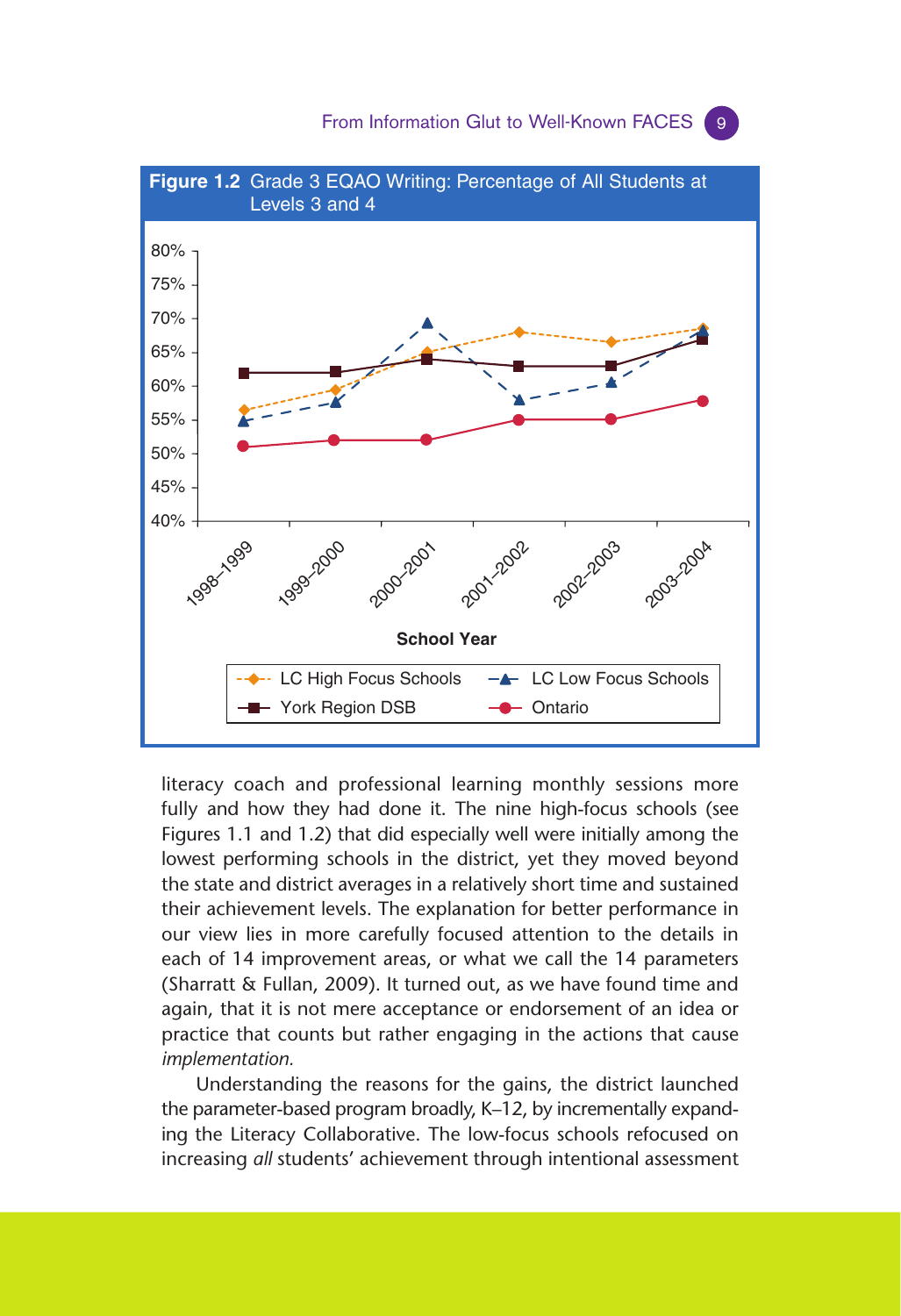**Figure 1.2** Grade 3 EQAO Writing: Percentage of All Students at Levels 3 and 4

literacy coach and professional learning monthly sessions more fully and how they had done it. The nine high-focus schools (see Figures 1.1 and 1.2) that did especially well were initially among the lowest performing schools in the district, yet they moved beyond the state and district averages in a relatively short time and sustained their achievement levels. The explanation for better performance in our view lies in more carefully focused attention to the details in each of 14 improvement areas, or what we call the 14 parameters (Sharratt & Fullan, 2009). It turned out, as we have found time and again, that it is not mere acceptance or endorsement of an idea or practice that counts but rather engaging in the actions that cause *implementation.*

Understanding the reasons for the gains, the district launched the parameter-based program broadly, K–12, by incrementally expanding the Literacy Collaborative. The low-focus schools refocused on increasing *all* students' achievement through intentional assessment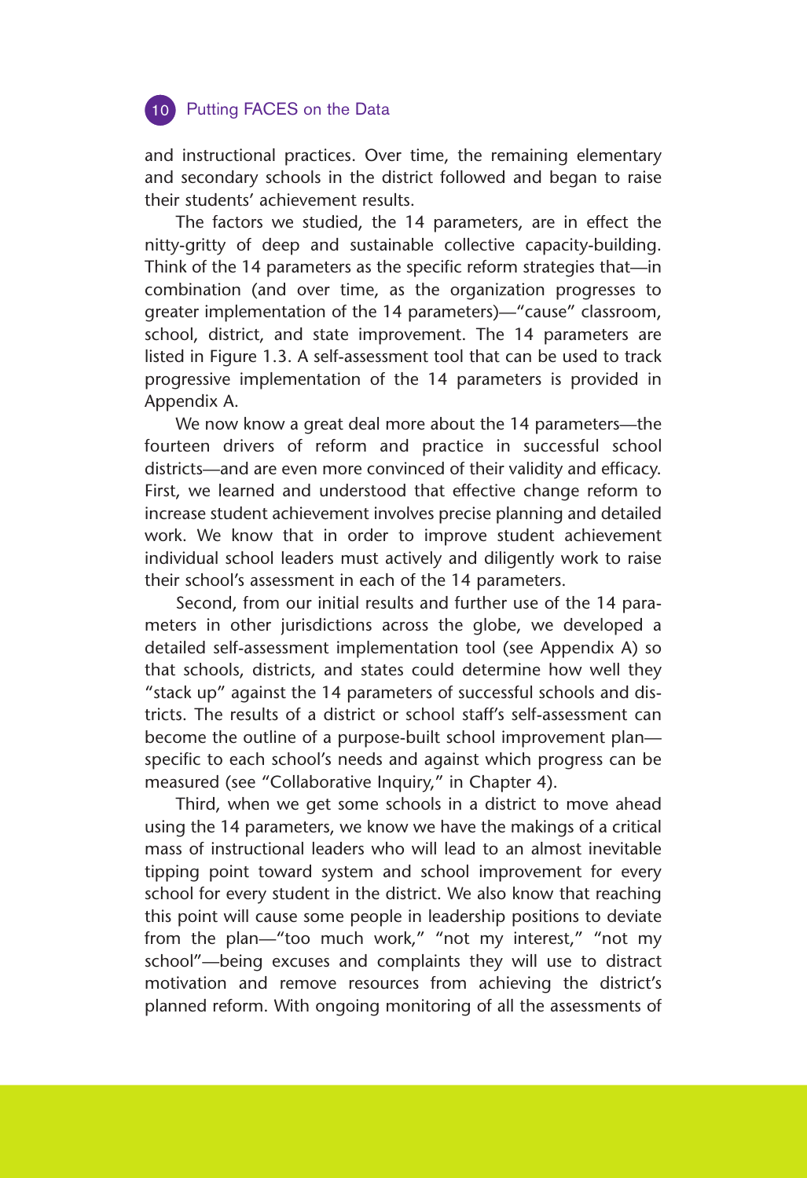and instructional practices. Over time, the remaining elementary and secondary schools in the district followed and began to raise their students' achievement results.

The factors we studied, the 14 parameters, are in effect the nitty-gritty of deep and sustainable collective capacity-building. Think of the 14 parameters as the specific reform strategies that—in combination (and over time, as the organization progresses to greater implementation of the 14 parameters)—"cause" classroom, school, district, and state improvement. The 14 parameters are listed in Figure 1.3. A self-assessment tool that can be used to track progressive implementation of the 14 parameters is provided in Appendix A.

We now know a great deal more about the 14 parameters—the fourteen drivers of reform and practice in successful school districts—and are even more convinced of their validity and efficacy. First, we learned and understood that effective change reform to increase student achievement involves precise planning and detailed work. We know that in order to improve student achievement individual school leaders must actively and diligently work to raise their school's assessment in each of the 14 parameters.

Second, from our initial results and further use of the 14 parameters in other jurisdictions across the globe, we developed a detailed self-assessment implementation tool (see Appendix A) so that schools, districts, and states could determine how well they "stack up" against the 14 parameters of successful schools and districts. The results of a district or school staff's self-assessment can become the outline of a purpose-built school improvement plan—specific to each school's needs and against which progress can be measured (see "Collaborative Inquiry," in Chapter 4).

Third, when we get some schools in a district to move ahead using the 14 parameters, we know we have the makings of a critical mass of instructional leaders who will lead to an almost inevitable tipping point toward system and school improvement for every school for every student in the district. We also know that reaching this point will cause some people in leadership positions to deviate from the plan—"too much work," "not my interest," "not my school"—being excuses and complaints they will use to distract motivation and remove resources from achieving the district's planned reform. With ongoing monitoring of all the assessments of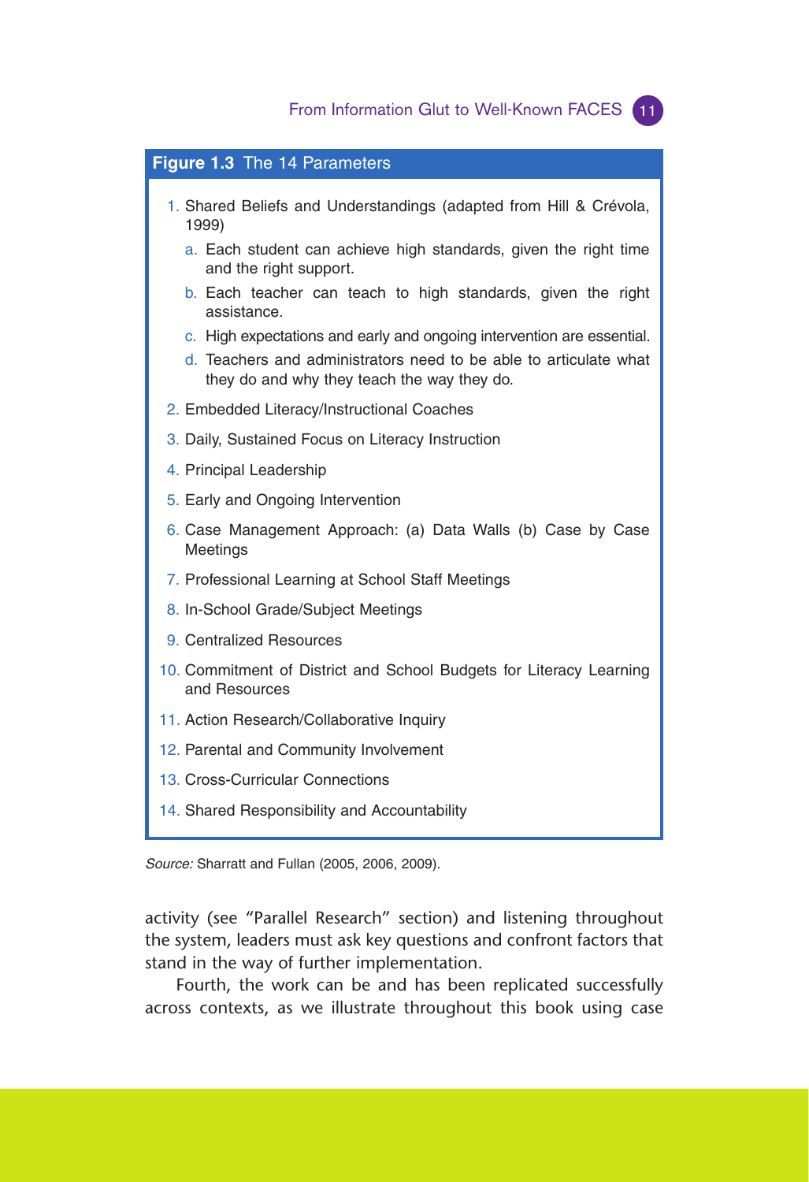**Figure 1.3** The 14 Parameters

1. Shared Beliefs and Understandings (adapted from Hill & Crévola, 1999)
   a. Each student can achieve high standards, given the right time and the right support.
   b. Each teacher can teach to high standards, given the right assistance.
   c. High expectations and early and ongoing intervention are essential.
   d. Teachers and administrators need to be able to articulate what they do and why they teach the way they do.
2. Embedded Literacy/Instructional Coaches
3. Daily, Sustained Focus on Literacy Instruction
4. Principal Leadership
5. Early and Ongoing Intervention
6. Case Management Approach: (a) Data Walls (b) Case by Case Meetings
7. Professional Learning at School Staff Meetings
8. In-School Grade/Subject Meetings
9. Centralized Resources
10. Commitment of District and School Budgets for Literacy Learning and Resources
11. Action Research/Collaborative Inquiry
12. Parental and Community Involvement
13. Cross-Curricular Connections
14. Shared Responsibility and Accountability

*Source:* Sharratt and Fullan (2005, 2006, 2009).

activity (see "Parallel Research" section) and listening throughout the system, leaders must ask key questions and confront factors that stand in the way of further implementation.

Fourth, the work can be and has been replicated successfully across contexts, as we illustrate throughout this book using case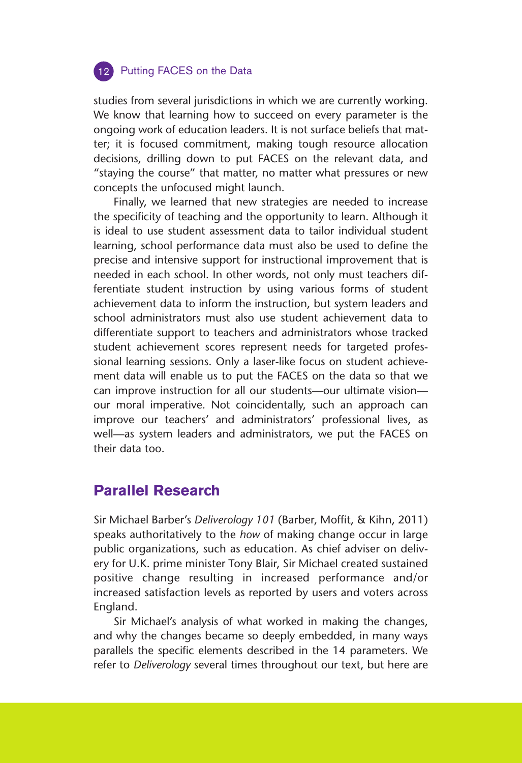studies from several jurisdictions in which we are currently working. We know that learning how to succeed on every parameter is the ongoing work of education leaders. It is not surface beliefs that matter; it is focused commitment, making tough resource allocation decisions, drilling down to put FACES on the relevant data, and "staying the course" that matter, no matter what pressures or new concepts the unfocused might launch.

Finally, we learned that new strategies are needed to increase the specificity of teaching and the opportunity to learn. Although it is ideal to use student assessment data to tailor individual student learning, school performance data must also be used to define the precise and intensive support for instructional improvement that is needed in each school. In other words, not only must teachers differentiate student instruction by using various forms of student achievement data to inform the instruction, but system leaders and school administrators must also use student achievement data to differentiate support to teachers and administrators whose tracked student achievement scores represent needs for targeted professional learning sessions. Only a laser-like focus on student achievement data will enable us to put the FACES on the data so that we can improve instruction for all our students—our ultimate vision—our moral imperative. Not coincidentally, such an approach can improve our teachers' and administrators' professional lives, as well—as system leaders and administrators, we put the FACES on their data too.

## Parallel Research

Sir Michael Barber's *Deliverology 101* (Barber, Moffit, & Kihn, 2011) speaks authoritatively to the *how* of making change occur in large public organizations, such as education. As chief adviser on delivery for U.K. prime minister Tony Blair, Sir Michael created sustained positive change resulting in increased performance and/or increased satisfaction levels as reported by users and voters across England.

Sir Michael's analysis of what worked in making the changes, and why the changes became so deeply embedded, in many ways parallels the specific elements described in the 14 parameters. We refer to *Deliverology* several times throughout our text, but here are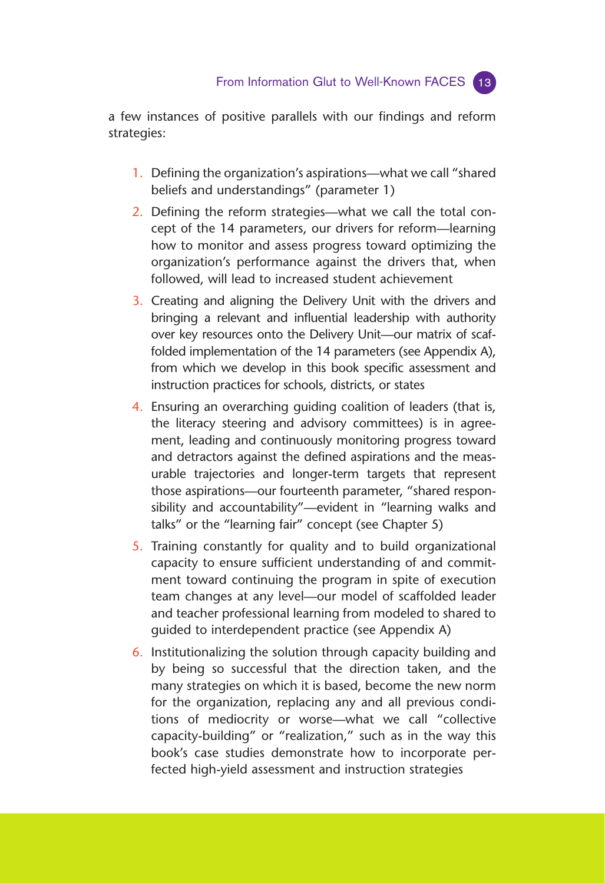a few instances of positive parallels with our findings and reform strategies:

1. Defining the organization's aspirations—what we call "shared beliefs and understandings" (parameter 1)
2. Defining the reform strategies—what we call the total concept of the 14 parameters, our drivers for reform—learning how to monitor and assess progress toward optimizing the organization's performance against the drivers that, when followed, will lead to increased student achievement
3. Creating and aligning the Delivery Unit with the drivers and bringing a relevant and influential leadership with authority over key resources onto the Delivery Unit—our matrix of scaffolded implementation of the 14 parameters (see Appendix A), from which we develop in this book specific assessment and instruction practices for schools, districts, or states
4. Ensuring an overarching guiding coalition of leaders (that is, the literacy steering and advisory committees) is in agreement, leading and continuously monitoring progress toward and detractors against the defined aspirations and the measurable trajectories and longer-term targets that represent those aspirations—our fourteenth parameter, "shared responsibility and accountability"—evident in "learning walks and talks" or the "learning fair" concept (see Chapter 5)
5. Training constantly for quality and to build organizational capacity to ensure sufficient understanding of and commitment toward continuing the program in spite of execution team changes at any level—our model of scaffolded leader and teacher professional learning from modeled to shared to guided to interdependent practice (see Appendix A)
6. Institutionalizing the solution through capacity building and by being so successful that the direction taken, and the many strategies on which it is based, become the new norm for the organization, replacing any and all previous conditions of mediocrity or worse—what we call "collective capacity-building" or "realization," such as in the way this book's case studies demonstrate how to incorporate perfected high-yield assessment and instruction strategies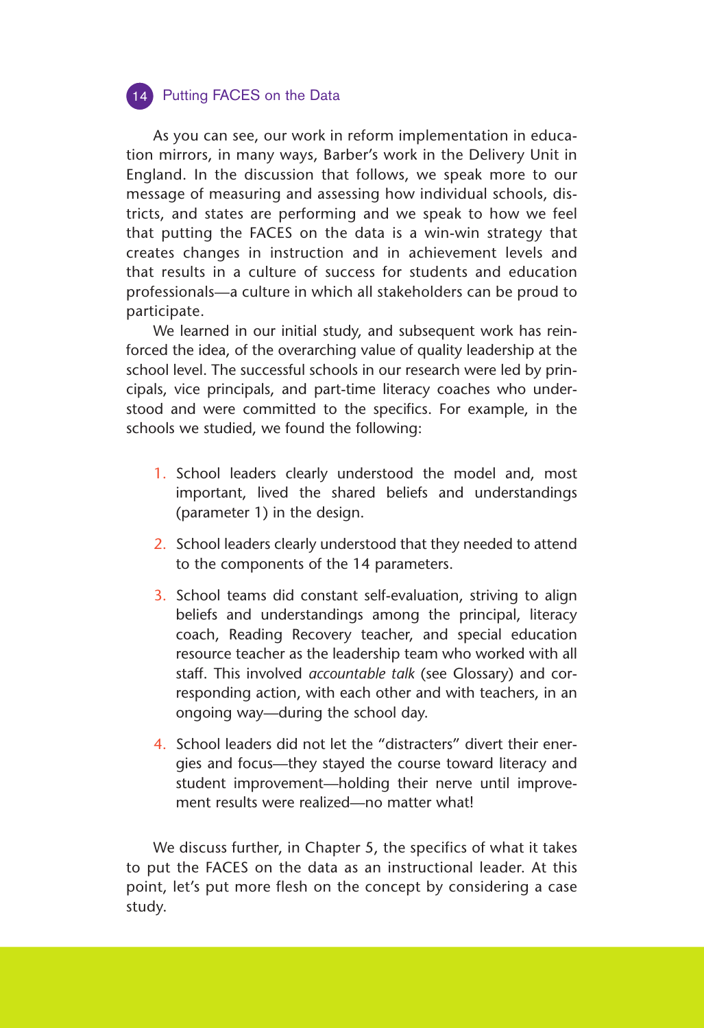As you can see, our work in reform implementation in education mirrors, in many ways, Barber's work in the Delivery Unit in England. In the discussion that follows, we speak more to our message of measuring and assessing how individual schools, districts, and states are performing and we speak to how we feel that putting the FACES on the data is a win-win strategy that creates changes in instruction and in achievement levels and that results in a culture of success for students and education professionals—a culture in which all stakeholders can be proud to participate.

We learned in our initial study, and subsequent work has reinforced the idea, of the overarching value of quality leadership at the school level. The successful schools in our research were led by principals, vice principals, and part-time literacy coaches who understood and were committed to the specifics. For example, in the schools we studied, we found the following:

1. School leaders clearly understood the model and, most important, lived the shared beliefs and understandings (parameter 1) in the design.
2. School leaders clearly understood that they needed to attend to the components of the 14 parameters.
3. School teams did constant self-evaluation, striving to align beliefs and understandings among the principal, literacy coach, Reading Recovery teacher, and special education resource teacher as the leadership team who worked with all staff. This involved *accountable talk* (see Glossary) and corresponding action, with each other and with teachers, in an ongoing way—during the school day.
4. School leaders did not let the "distracters" divert their energies and focus—they stayed the course toward literacy and student improvement—holding their nerve until improvement results were realized—no matter what!

We discuss further, in Chapter 5, the specifics of what it takes to put the FACES on the data as an instructional leader. At this point, let's put more flesh on the concept by considering a case study.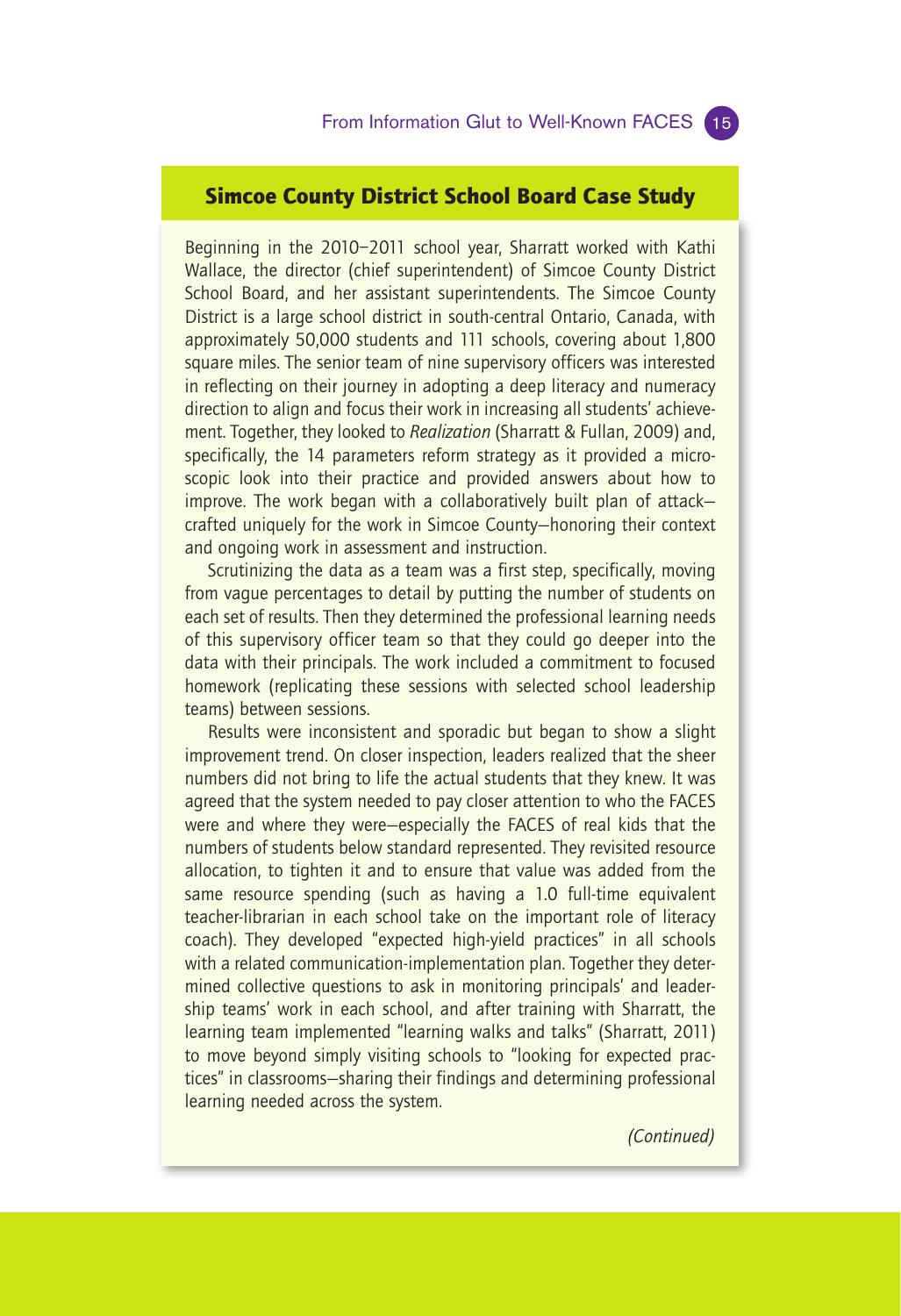## Simcoe County District School Board Case Study

Beginning in the 2010–2011 school year, Sharratt worked with Kathi Wallace, the director (chief superintendent) of Simcoe County District School Board, and her assistant superintendents. The Simcoe County District is a large school district in south-central Ontario, Canada, with approximately 50,000 students and 111 schools, covering about 1,800 square miles. The senior team of nine supervisory officers was interested in reflecting on their journey in adopting a deep literacy and numeracy direction to align and focus their work in increasing all students' achievement. Together, they looked to *Realization* (Sharratt & Fullan, 2009) and, specifically, the 14 parameters reform strategy as it provided a microscopic look into their practice and provided answers about how to improve. The work began with a collaboratively built plan of attack—crafted uniquely for the work in Simcoe County—honoring their context and ongoing work in assessment and instruction.

Scrutinizing the data as a team was a first step, specifically, moving from vague percentages to detail by putting the number of students on each set of results. Then they determined the professional learning needs of this supervisory officer team so that they could go deeper into the data with their principals. The work included a commitment to focused homework (replicating these sessions with selected school leadership teams) between sessions.

Results were inconsistent and sporadic but began to show a slight improvement trend. On closer inspection, leaders realized that the sheer numbers did not bring to life the actual students that they knew. It was agreed that the system needed to pay closer attention to who the FACES were and where they were—especially the FACES of real kids that the numbers of students below standard represented. They revisited resource allocation, to tighten it and to ensure that value was added from the same resource spending (such as having a 1.0 full-time equivalent teacher-librarian in each school take on the important role of literacy coach). They developed "expected high-yield practices" in all schools with a related communication-implementation plan. Together they determined collective questions to ask in monitoring principals' and leadership teams' work in each school, and after training with Sharratt, the learning team implemented "learning walks and talks" (Sharratt, 2011) to move beyond simply visiting schools to "looking for expected practices" in classrooms—sharing their findings and determining professional learning needed across the system.

*(Continued)*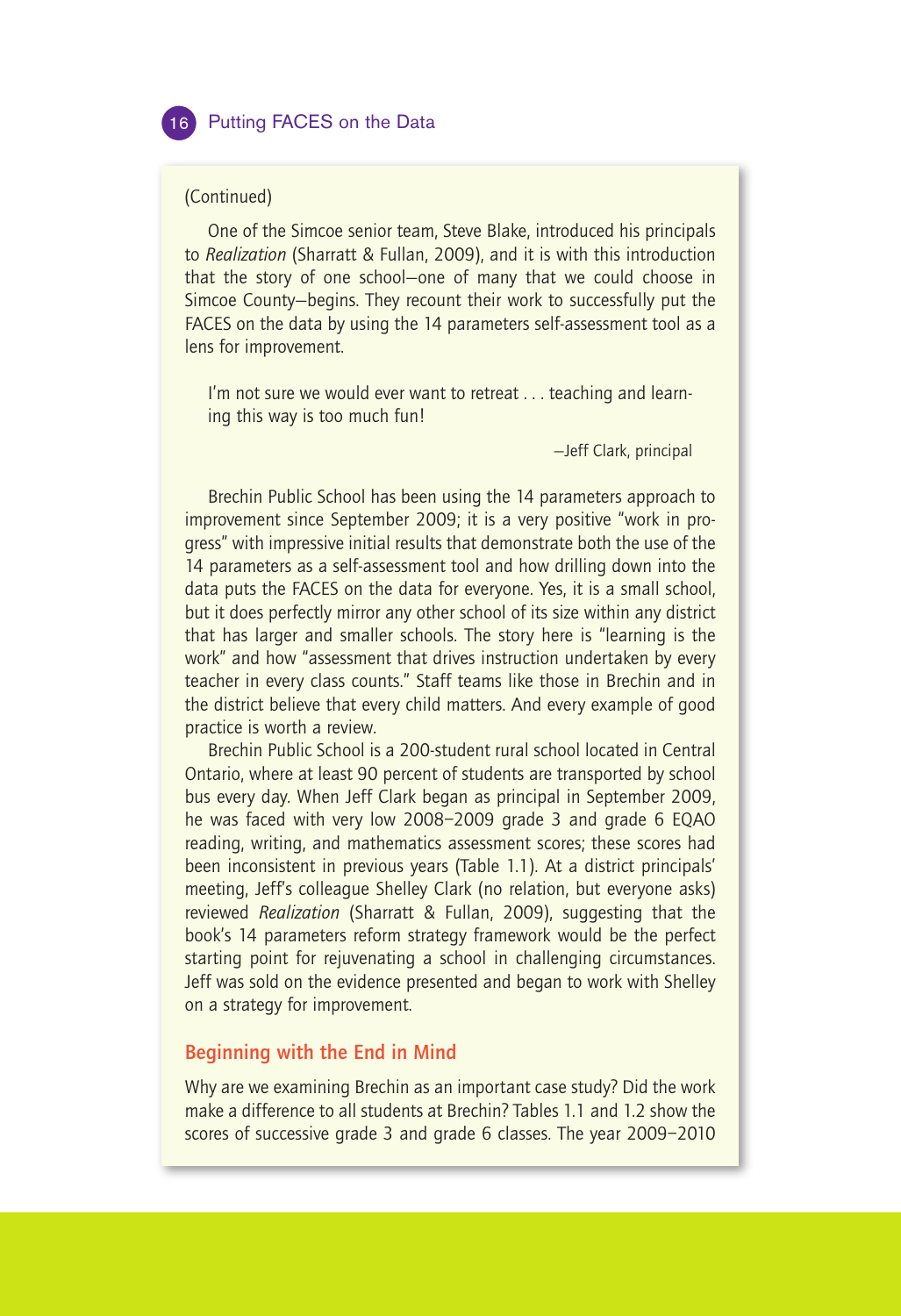(Continued)

One of the Simcoe senior team, Steve Blake, introduced his principals to *Realization* (Sharratt & Fullan, 2009), and it is with this introduction that the story of one school—one of many that we could choose in Simcoe County—begins. They recount their work to successfully put the FACES on the data by using the 14 parameters self-assessment tool as a lens for improvement.

> I'm not sure we would ever want to retreat . . . teaching and learning this way is too much fun!
>
> —Jeff Clark, principal

Brechin Public School has been using the 14 parameters approach to improvement since September 2009; it is a very positive "work in progress" with impressive initial results that demonstrate both the use of the 14 parameters as a self-assessment tool and how drilling down into the data puts the FACES on the data for everyone. Yes, it is a small school, but it does perfectly mirror any other school of its size within any district that has larger and smaller schools. The story here is "learning is the work" and how "assessment that drives instruction undertaken by every teacher in every class counts." Staff teams like those in Brechin and in the district believe that every child matters. And every example of good practice is worth a review.

Brechin Public School is a 200-student rural school located in Central Ontario, where at least 90 percent of students are transported by school bus every day. When Jeff Clark began as principal in September 2009, he was faced with very low 2008–2009 grade 3 and grade 6 EQAO reading, writing, and mathematics assessment scores; these scores had been inconsistent in previous years (Table 1.1). At a district principals' meeting, Jeff's colleague Shelley Clark (no relation, but everyone asks) reviewed *Realization* (Sharratt & Fullan, 2009), suggesting that the book's 14 parameters reform strategy framework would be the perfect starting point for rejuvenating a school in challenging circumstances. Jeff was sold on the evidence presented and began to work with Shelley on a strategy for improvement.

### Beginning with the End in Mind

Why are we examining Brechin as an important case study? Did the work make a difference to all students at Brechin? Tables 1.1 and 1.2 show the scores of successive grade 3 and grade 6 classes. The year 2009–2010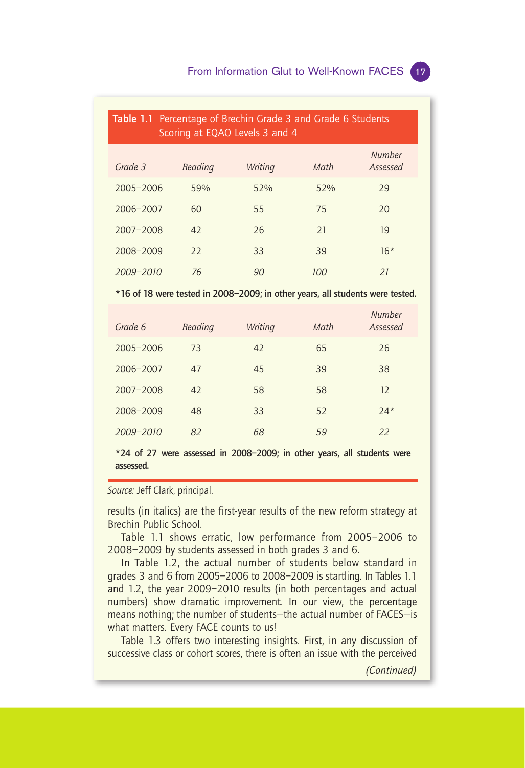**Table 1.1** Percentage of Brechin Grade 3 and Grade 6 Students Scoring at EQAO Levels 3 and 4

| *Grade 3* | *Reading* | *Writing* | *Math* | *Number Assessed* |
|---|---|---|---|---|
| 2005–2006 | 59% | 52% | 52% | 29 |
| 2006–2007 | 60 | 55 | 75 | 20 |
| 2007–2008 | 42 | 26 | 21 | 19 |
| 2008–2009 | 22 | 33 | 39 | 16* |
| *2009–2010* | *76* | *90* | *100* | *21* |

**\*16 of 18 were tested in 2008–2009; in other years, all students were tested.**

| *Grade 6* | *Reading* | *Writing* | *Math* | *Number Assessed* |
|---|---|---|---|---|
| 2005–2006 | 73 | 42 | 65 | 26 |
| 2006–2007 | 47 | 45 | 39 | 38 |
| 2007–2008 | 42 | 58 | 58 | 12 |
| 2008–2009 | 48 | 33 | 52 | 24* |
| *2009–2010* | *82* | *68* | *59* | *22* |

**\*24 of 27 were assessed in 2008–2009; in other years, all students were assessed.**

*Source:* Jeff Clark, principal.

results (in italics) are the first-year results of the new reform strategy at Brechin Public School.

Table 1.1 shows erratic, low performance from 2005–2006 to 2008–2009 by students assessed in both grades 3 and 6.

In Table 1.2, the actual number of students below standard in grades 3 and 6 from 2005–2006 to 2008–2009 is startling. In Tables 1.1 and 1.2, the year 2009–2010 results (in both percentages and actual numbers) show dramatic improvement. In our view, the percentage means nothing; the number of students—the actual number of FACES—is what matters. Every FACE counts to us!

Table 1.3 offers two interesting insights. First, in any discussion of successive class or cohort scores, there is often an issue with the perceived

*(Continued)*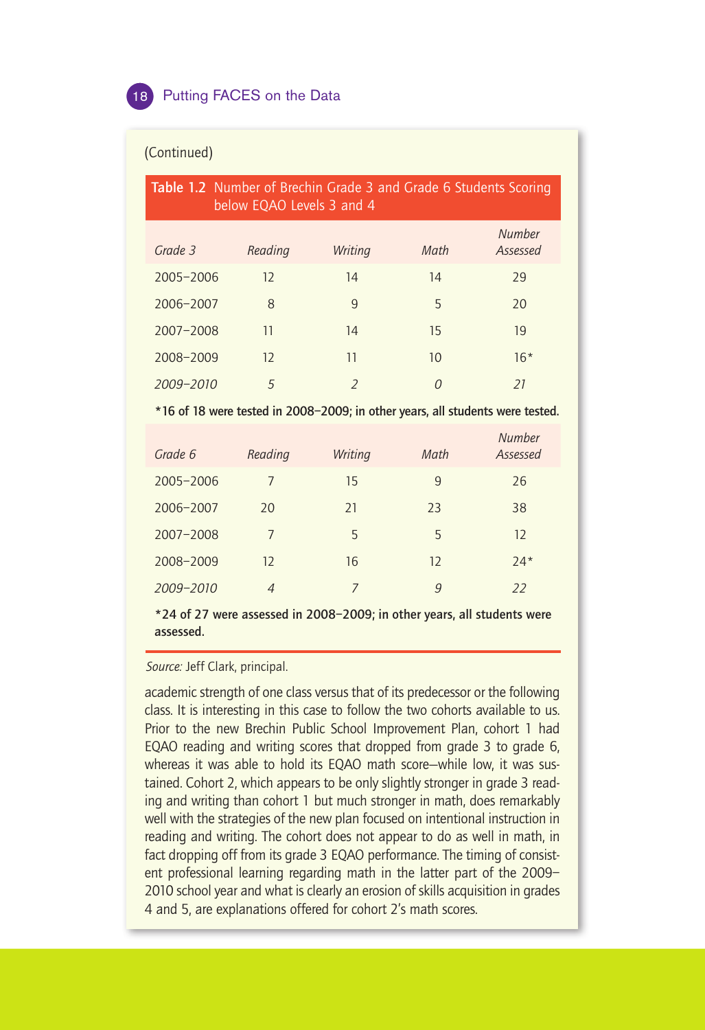(Continued)

**Table 1.2** Number of Brechin Grade 3 and Grade 6 Students Scoring below EQAO Levels 3 and 4

| *Grade 3* | *Reading* | *Writing* | *Math* | *Number Assessed* |
|---|---|---|---|---|
| 2005–2006 | 12 | 14 | 14 | 29 |
| 2006–2007 | 8 | 9 | 5 | 20 |
| 2007–2008 | 11 | 14 | 15 | 19 |
| 2008–2009 | 12 | 11 | 10 | 16* |
| *2009–2010* | *5* | *2* | *0* | *21* |

**\*16 of 18 were tested in 2008–2009; in other years, all students were tested.**

| *Grade 6* | *Reading* | *Writing* | *Math* | *Number Assessed* |
|---|---|---|---|---|
| 2005–2006 | 7 | 15 | 9 | 26 |
| 2006–2007 | 20 | 21 | 23 | 38 |
| 2007–2008 | 7 | 5 | 5 | 12 |
| 2008–2009 | 12 | 16 | 12 | 24* |
| *2009–2010* | *4* | *7* | *9* | *22* |

**\*24 of 27 were assessed in 2008–2009; in other years, all students were assessed.**

*Source:* Jeff Clark, principal.

academic strength of one class versus that of its predecessor or the following class. It is interesting in this case to follow the two cohorts available to us. Prior to the new Brechin Public School Improvement Plan, cohort 1 had EQAO reading and writing scores that dropped from grade 3 to grade 6, whereas it was able to hold its EQAO math score—while low, it was sustained. Cohort 2, which appears to be only slightly stronger in grade 3 reading and writing than cohort 1 but much stronger in math, does remarkably well with the strategies of the new plan focused on intentional instruction in reading and writing. The cohort does not appear to do as well in math, in fact dropping off from its grade 3 EQAO performance. The timing of consistent professional learning regarding math in the latter part of the 2009–2010 school year and what is clearly an erosion of skills acquisition in grades 4 and 5, are explanations offered for cohort 2's math scores.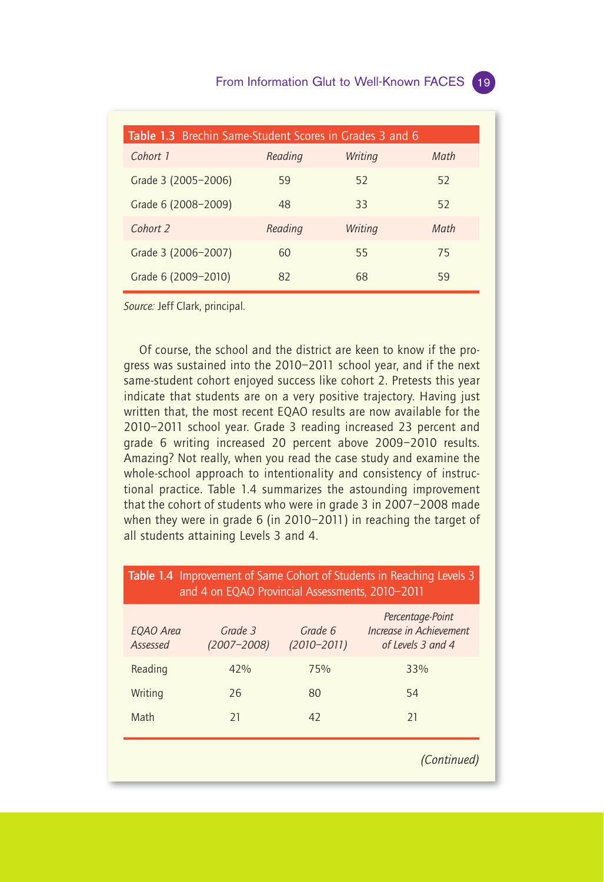**Table 1.3** Brechin Same-Student Scores in Grades 3 and 6

| *Cohort 1* | *Reading* | *Writing* | *Math* |
|---|---|---|---|
| Grade 3 (2005–2006) | 59 | 52 | 52 |
| Grade 6 (2008–2009) | 48 | 33 | 52 |
| *Cohort 2* | *Reading* | *Writing* | *Math* |
| Grade 3 (2006–2007) | 60 | 55 | 75 |
| Grade 6 (2009–2010) | 82 | 68 | 59 |

*Source:* Jeff Clark, principal.

Of course, the school and the district are keen to know if the progress was sustained into the 2010–2011 school year, and if the next same-student cohort enjoyed success like cohort 2. Pretests this year indicate that students are on a very positive trajectory. Having just written that, the most recent EQAO results are now available for the 2010–2011 school year. Grade 3 reading increased 23 percent and grade 6 writing increased 20 percent above 2009–2010 results. Amazing? Not really, when you read the case study and examine the whole-school approach to intentionality and consistency of instructional practice. Table 1.4 summarizes the astounding improvement that the cohort of students who were in grade 3 in 2007–2008 made when they were in grade 6 (in 2010–2011) in reaching the target of all students attaining Levels 3 and 4.

**Table 1.4** Improvement of Same Cohort of Students in Reaching Levels 3 and 4 on EQAO Provincial Assessments, 2010–2011

| *EQAO Area Assessed* | *Grade 3 (2007–2008)* | *Grade 6 (2010–2011)* | *Percentage-Point Increase in Achievement of Levels 3 and 4* |
|---|---|---|---|
| Reading | 42% | 75% | 33% |
| Writing | 26 | 80 | 54 |
| Math | 21 | 42 | 21 |

*(Continued)*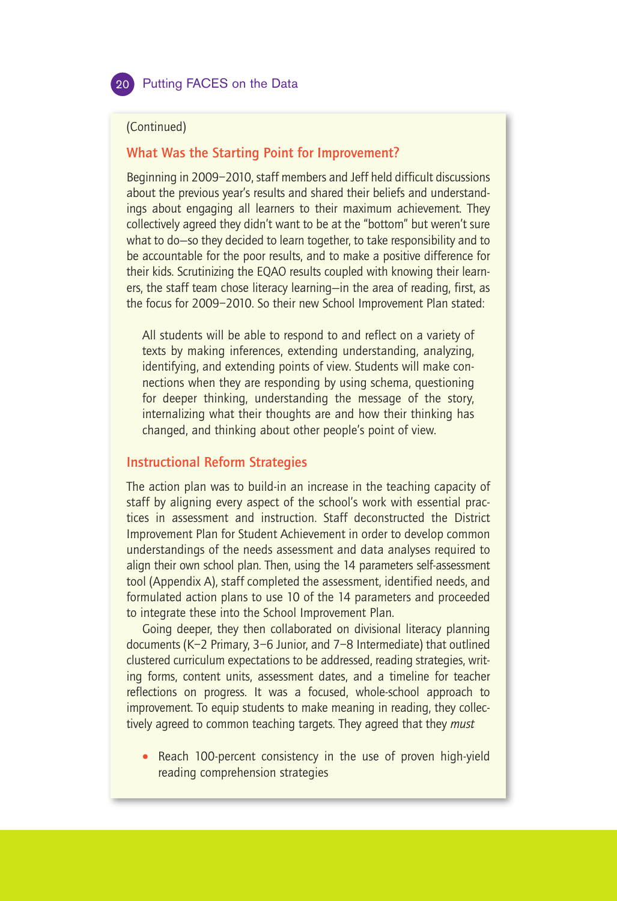(Continued)

### What Was the Starting Point for Improvement?

Beginning in 2009–2010, staff members and Jeff held difficult discussions about the previous year's results and shared their beliefs and understandings about engaging all learners to their maximum achievement. They collectively agreed they didn't want to be at the "bottom" but weren't sure what to do—so they decided to learn together, to take responsibility and to be accountable for the poor results, and to make a positive difference for their kids. Scrutinizing the EQAO results coupled with knowing their learners, the staff team chose literacy learning—in the area of reading, first, as the focus for 2009–2010. So their new School Improvement Plan stated:

> All students will be able to respond to and reflect on a variety of texts by making inferences, extending understanding, analyzing, identifying, and extending points of view. Students will make connections when they are responding by using schema, questioning for deeper thinking, understanding the message of the story, internalizing what their thoughts are and how their thinking has changed, and thinking about other people's point of view.

### Instructional Reform Strategies

The action plan was to build-in an increase in the teaching capacity of staff by aligning every aspect of the school's work with essential practices in assessment and instruction. Staff deconstructed the District Improvement Plan for Student Achievement in order to develop common understandings of the needs assessment and data analyses required to align their own school plan. Then, using the 14 parameters self-assessment tool (Appendix A), staff completed the assessment, identified needs, and formulated action plans to use 10 of the 14 parameters and proceeded to integrate these into the School Improvement Plan.

Going deeper, they then collaborated on divisional literacy planning documents (K–2 Primary, 3–6 Junior, and 7–8 Intermediate) that outlined clustered curriculum expectations to be addressed, reading strategies, writing forms, content units, assessment dates, and a timeline for teacher reflections on progress. It was a focused, whole-school approach to improvement. To equip students to make meaning in reading, they collectively agreed to common teaching targets. They agreed that they *must*

- Reach 100-percent consistency in the use of proven high-yield reading comprehension strategies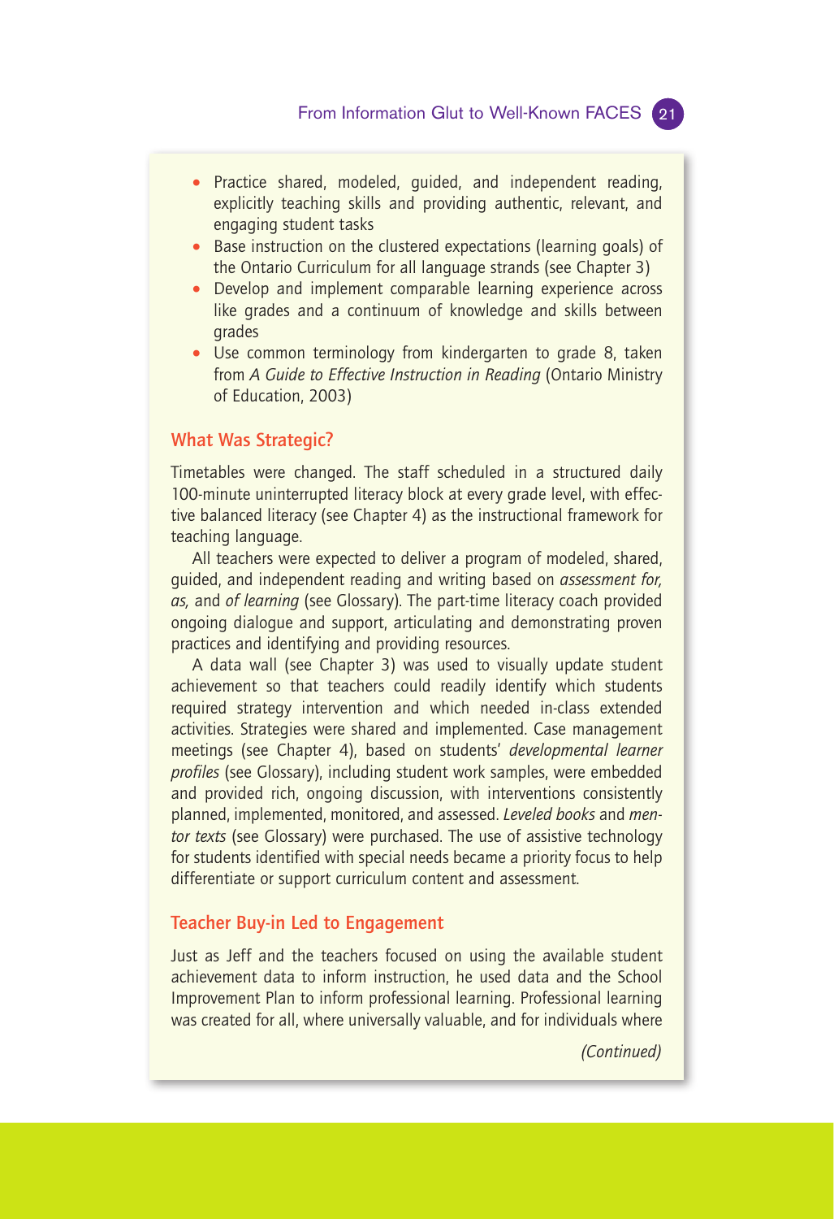- Practice shared, modeled, guided, and independent reading, explicitly teaching skills and providing authentic, relevant, and engaging student tasks
- Base instruction on the clustered expectations (learning goals) of the Ontario Curriculum for all language strands (see Chapter 3)
- Develop and implement comparable learning experience across like grades and a continuum of knowledge and skills between grades
- Use common terminology from kindergarten to grade 8, taken from *A Guide to Effective Instruction in Reading* (Ontario Ministry of Education, 2003)

### What Was Strategic?

Timetables were changed. The staff scheduled in a structured daily 100-minute uninterrupted literacy block at every grade level, with effective balanced literacy (see Chapter 4) as the instructional framework for teaching language.

All teachers were expected to deliver a program of modeled, shared, guided, and independent reading and writing based on *assessment for, as,* and *of learning* (see Glossary). The part-time literacy coach provided ongoing dialogue and support, articulating and demonstrating proven practices and identifying and providing resources.

A data wall (see Chapter 3) was used to visually update student achievement so that teachers could readily identify which students required strategy intervention and which needed in-class extended activities. Strategies were shared and implemented. Case management meetings (see Chapter 4), based on students' *developmental learner profiles* (see Glossary), including student work samples, were embedded and provided rich, ongoing discussion, with interventions consistently planned, implemented, monitored, and assessed. *Leveled books* and *mentor texts* (see Glossary) were purchased. The use of assistive technology for students identified with special needs became a priority focus to help differentiate or support curriculum content and assessment.

### Teacher Buy-in Led to Engagement

Just as Jeff and the teachers focused on using the available student achievement data to inform instruction, he used data and the School Improvement Plan to inform professional learning. Professional learning was created for all, where universally valuable, and for individuals where

*(Continued)*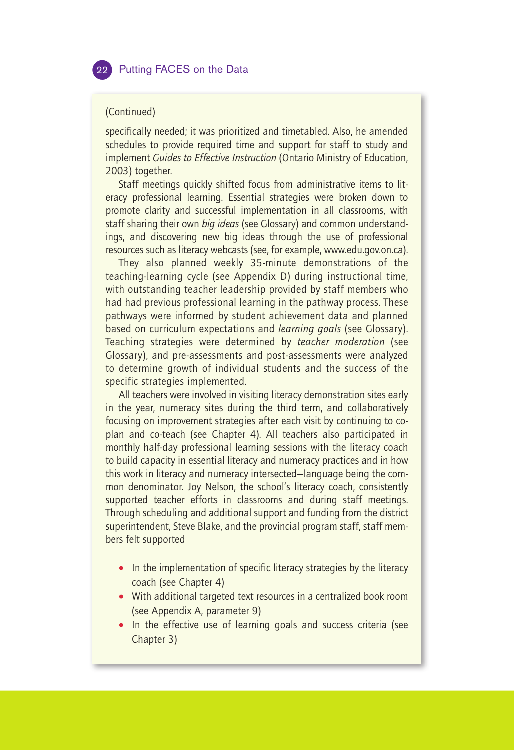(Continued)

specifically needed; it was prioritized and timetabled. Also, he amended schedules to provide required time and support for staff to study and implement *Guides to Effective Instruction* (Ontario Ministry of Education, 2003) together.

Staff meetings quickly shifted focus from administrative items to literacy professional learning. Essential strategies were broken down to promote clarity and successful implementation in all classrooms, with staff sharing their own *big ideas* (see Glossary) and common understandings, and discovering new big ideas through the use of professional resources such as literacy webcasts (see, for example, www.edu.gov.on.ca).

They also planned weekly 35-minute demonstrations of the teaching-learning cycle (see Appendix D) during instructional time, with outstanding teacher leadership provided by staff members who had had previous professional learning in the pathway process. These pathways were informed by student achievement data and planned based on curriculum expectations and *learning goals* (see Glossary). Teaching strategies were determined by *teacher moderation* (see Glossary), and pre-assessments and post-assessments were analyzed to determine growth of individual students and the success of the specific strategies implemented.

All teachers were involved in visiting literacy demonstration sites early in the year, numeracy sites during the third term, and collaboratively focusing on improvement strategies after each visit by continuing to co-plan and co-teach (see Chapter 4). All teachers also participated in monthly half-day professional learning sessions with the literacy coach to build capacity in essential literacy and numeracy practices and in how this work in literacy and numeracy intersected—language being the common denominator. Joy Nelson, the school's literacy coach, consistently supported teacher efforts in classrooms and during staff meetings. Through scheduling and additional support and funding from the district superintendent, Steve Blake, and the provincial program staff, staff members felt supported

- In the implementation of specific literacy strategies by the literacy coach (see Chapter 4)
- With additional targeted text resources in a centralized book room (see Appendix A, parameter 9)
- In the effective use of learning goals and success criteria (see Chapter 3)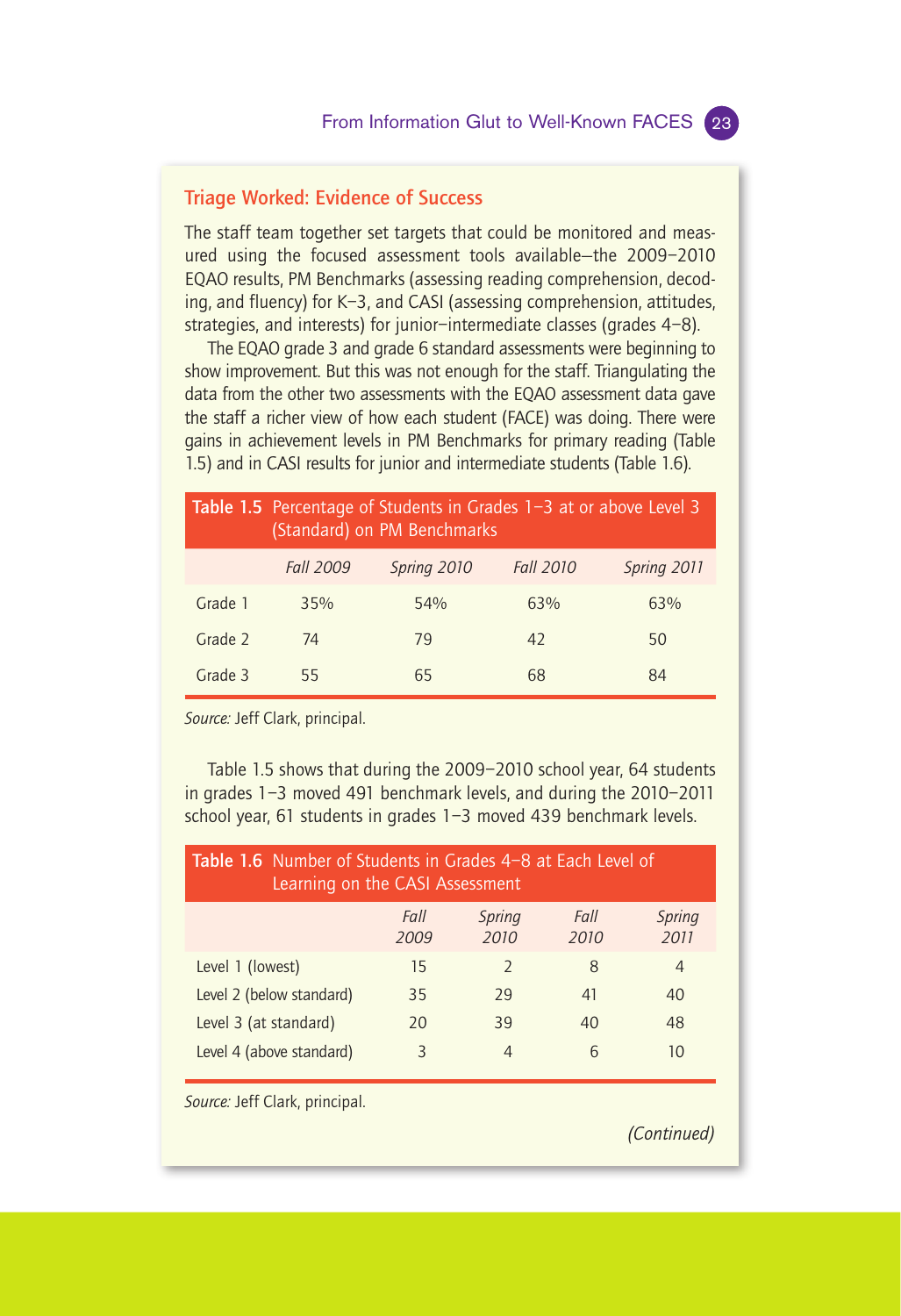### Triage Worked: Evidence of Success

The staff team together set targets that could be monitored and measured using the focused assessment tools available—the 2009–2010 EQAO results, PM Benchmarks (assessing reading comprehension, decoding, and fluency) for K–3, and CASI (assessing comprehension, attitudes, strategies, and interests) for junior–intermediate classes (grades 4–8).

The EQAO grade 3 and grade 6 standard assessments were beginning to show improvement. But this was not enough for the staff. Triangulating the data from the other two assessments with the EQAO assessment data gave the staff a richer view of how each student (FACE) was doing. There were gains in achievement levels in PM Benchmarks for primary reading (Table 1.5) and in CASI results for junior and intermediate students (Table 1.6).

**Table 1.5** Percentage of Students in Grades 1–3 at or above Level 3 (Standard) on PM Benchmarks

| | *Fall 2009* | *Spring 2010* | *Fall 2010* | *Spring 2011* |
|---|---|---|---|---|
| Grade 1 | 35% | 54% | 63% | 63% |
| Grade 2 | 74 | 79 | 42 | 50 |
| Grade 3 | 55 | 65 | 68 | 84 |

*Source:* Jeff Clark, principal.

Table 1.5 shows that during the 2009–2010 school year, 64 students in grades 1–3 moved 491 benchmark levels, and during the 2010–2011 school year, 61 students in grades 1–3 moved 439 benchmark levels.

**Table 1.6** Number of Students in Grades 4–8 at Each Level of Learning on the CASI Assessment

| | *Fall 2009* | *Spring 2010* | *Fall 2010* | *Spring 2011* |
|---|---|---|---|---|
| Level 1 (lowest) | 15 | 2 | 8 | 4 |
| Level 2 (below standard) | 35 | 29 | 41 | 40 |
| Level 3 (at standard) | 20 | 39 | 40 | 48 |
| Level 4 (above standard) | 3 | 4 | 6 | 10 |

*Source:* Jeff Clark, principal.

*(Continued)*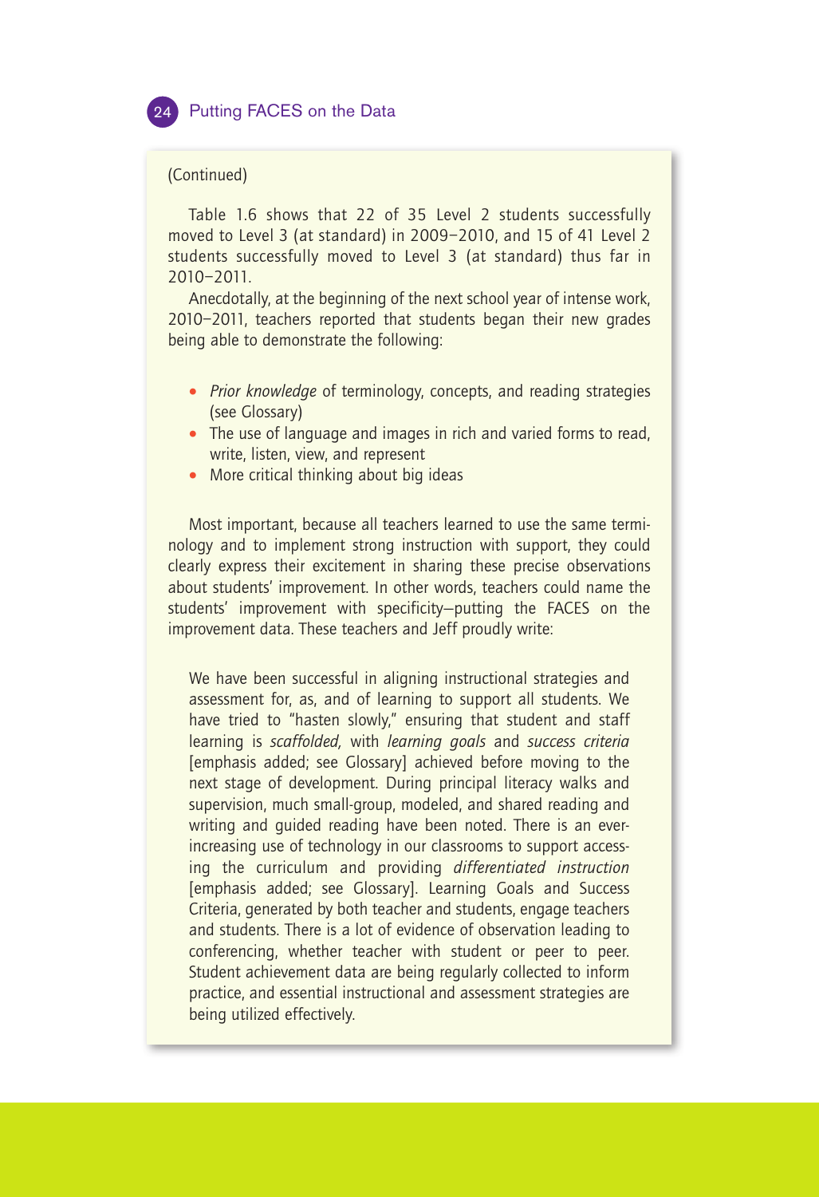(Continued)

Table 1.6 shows that 22 of 35 Level 2 students successfully moved to Level 3 (at standard) in 2009–2010, and 15 of 41 Level 2 students successfully moved to Level 3 (at standard) thus far in 2010–2011.

Anecdotally, at the beginning of the next school year of intense work, 2010–2011, teachers reported that students began their new grades being able to demonstrate the following:

- *Prior knowledge* of terminology, concepts, and reading strategies (see Glossary)
- The use of language and images in rich and varied forms to read, write, listen, view, and represent
- More critical thinking about big ideas

Most important, because all teachers learned to use the same terminology and to implement strong instruction with support, they could clearly express their excitement in sharing these precise observations about students' improvement. In other words, teachers could name the students' improvement with specificity—putting the FACES on the improvement data. These teachers and Jeff proudly write:

> We have been successful in aligning instructional strategies and assessment for, as, and of learning to support all students. We have tried to "hasten slowly," ensuring that student and staff learning is *scaffolded,* with *learning goals* and *success criteria* [emphasis added; see Glossary] achieved before moving to the next stage of development. During principal literacy walks and supervision, much small-group, modeled, and shared reading and writing and guided reading have been noted. There is an ever-increasing use of technology in our classrooms to support accessing the curriculum and providing *differentiated instruction* [emphasis added; see Glossary]. Learning Goals and Success Criteria, generated by both teacher and students, engage teachers and students. There is a lot of evidence of observation leading to conferencing, whether teacher with student or peer to peer. Student achievement data are being regularly collected to inform practice, and essential instructional and assessment strategies are being utilized effectively.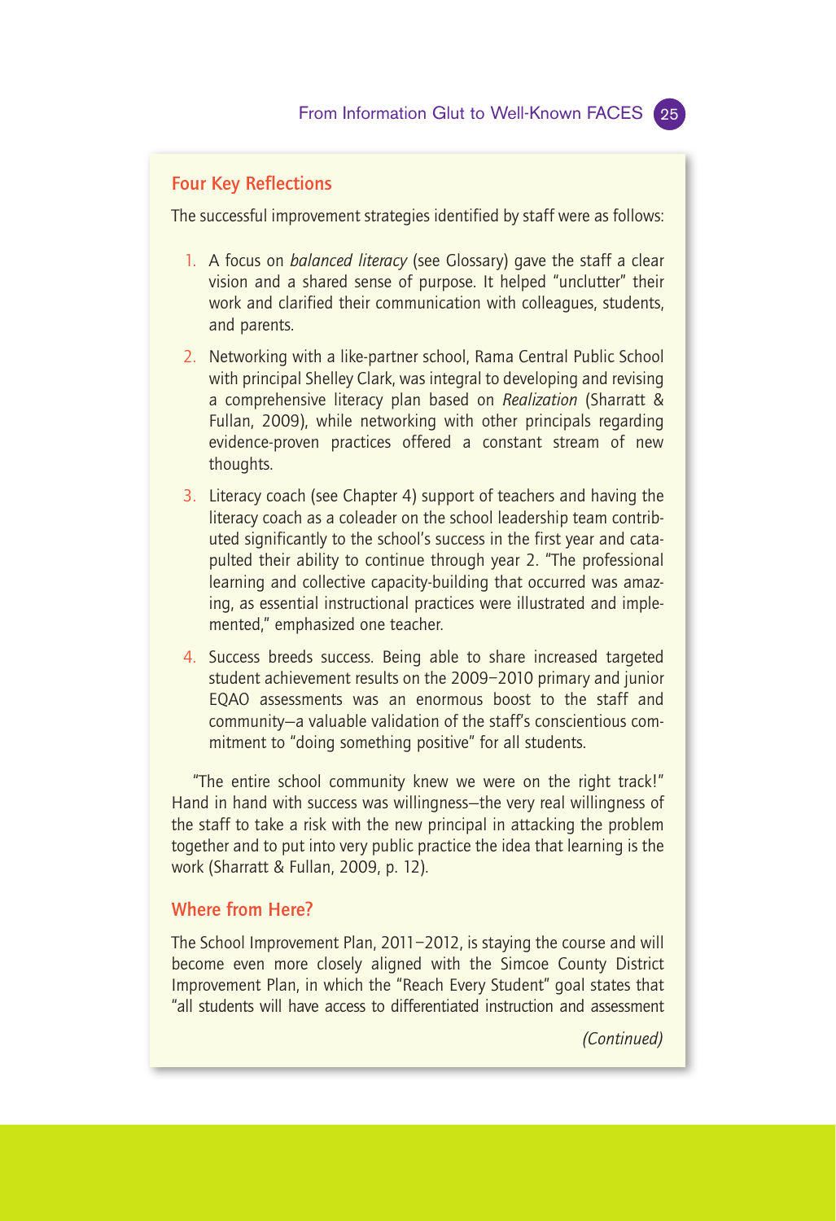## Four Key Reflections

The successful improvement strategies identified by staff were as follows:

1. A focus on *balanced literacy* (see Glossary) gave the staff a clear vision and a shared sense of purpose. It helped "unclutter" their work and clarified their communication with colleagues, students, and parents.
2. Networking with a like-partner school, Rama Central Public School with principal Shelley Clark, was integral to developing and revising a comprehensive literacy plan based on *Realization* (Sharratt & Fullan, 2009), while networking with other principals regarding evidence-proven practices offered a constant stream of new thoughts.
3. Literacy coach (see Chapter 4) support of teachers and having the literacy coach as a coleader on the school leadership team contributed significantly to the school's success in the first year and catapulted their ability to continue through year 2. "The professional learning and collective capacity-building that occurred was amazing, as essential instructional practices were illustrated and implemented," emphasized one teacher.
4. Success breeds success. Being able to share increased targeted student achievement results on the 2009–2010 primary and junior EQAO assessments was an enormous boost to the staff and community—a valuable validation of the staff's conscientious commitment to "doing something positive" for all students.

"The entire school community knew we were on the right track!" Hand in hand with success was willingness—the very real willingness of the staff to take a risk with the new principal in attacking the problem together and to put into very public practice the idea that learning is the work (Sharratt & Fullan, 2009, p. 12).

## Where from Here?

The School Improvement Plan, 2011–2012, is staying the course and will become even more closely aligned with the Simcoe County District Improvement Plan, in which the "Reach Every Student" goal states that "all students will have access to differentiated instruction and assessment

*(Continued)*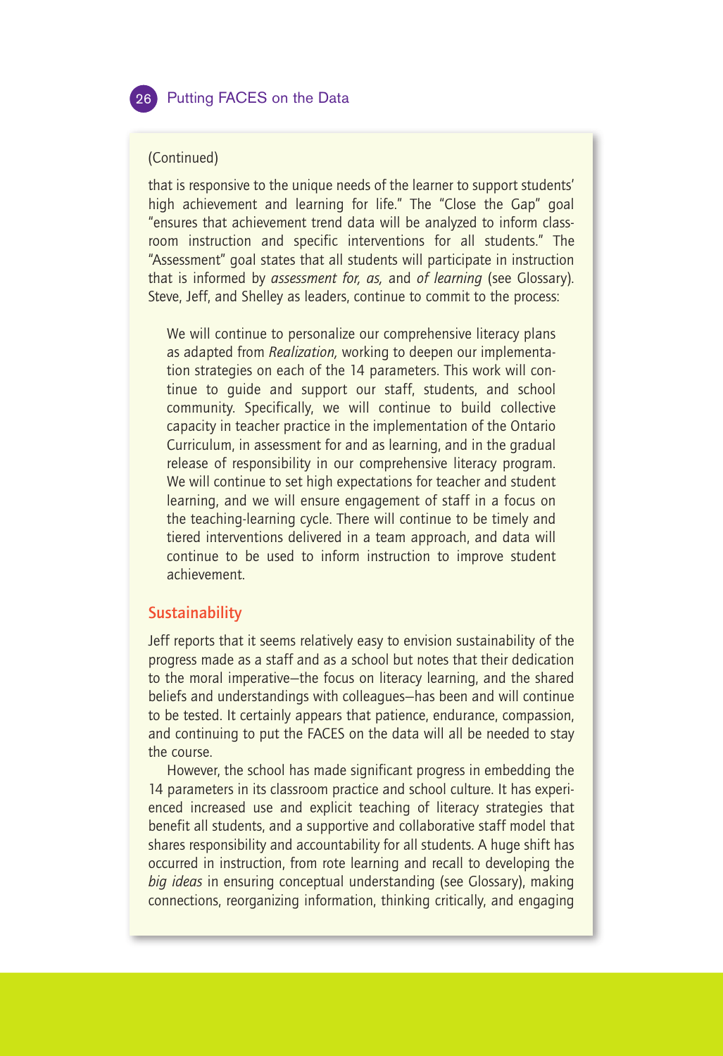(Continued)

that is responsive to the unique needs of the learner to support students' high achievement and learning for life." The "Close the Gap" goal "ensures that achievement trend data will be analyzed to inform classroom instruction and specific interventions for all students." The "Assessment" goal states that all students will participate in instruction that is informed by *assessment for, as,* and *of learning* (see Glossary). Steve, Jeff, and Shelley as leaders, continue to commit to the process:

> We will continue to personalize our comprehensive literacy plans as adapted from *Realization,* working to deepen our implementation strategies on each of the 14 parameters. This work will continue to guide and support our staff, students, and school community. Specifically, we will continue to build collective capacity in teacher practice in the implementation of the Ontario Curriculum, in assessment for and as learning, and in the gradual release of responsibility in our comprehensive literacy program. We will continue to set high expectations for teacher and student learning, and we will ensure engagement of staff in a focus on the teaching-learning cycle. There will continue to be timely and tiered interventions delivered in a team approach, and data will continue to be used to inform instruction to improve student achievement.

## Sustainability

Jeff reports that it seems relatively easy to envision sustainability of the progress made as a staff and as a school but notes that their dedication to the moral imperative—the focus on literacy learning, and the shared beliefs and understandings with colleagues—has been and will continue to be tested. It certainly appears that patience, endurance, compassion, and continuing to put the FACES on the data will all be needed to stay the course.

However, the school has made significant progress in embedding the 14 parameters in its classroom practice and school culture. It has experienced increased use and explicit teaching of literacy strategies that benefit all students, and a supportive and collaborative staff model that shares responsibility and accountability for all students. A huge shift has occurred in instruction, from rote learning and recall to developing the *big ideas* in ensuring conceptual understanding (see Glossary), making connections, reorganizing information, thinking critically, and engaging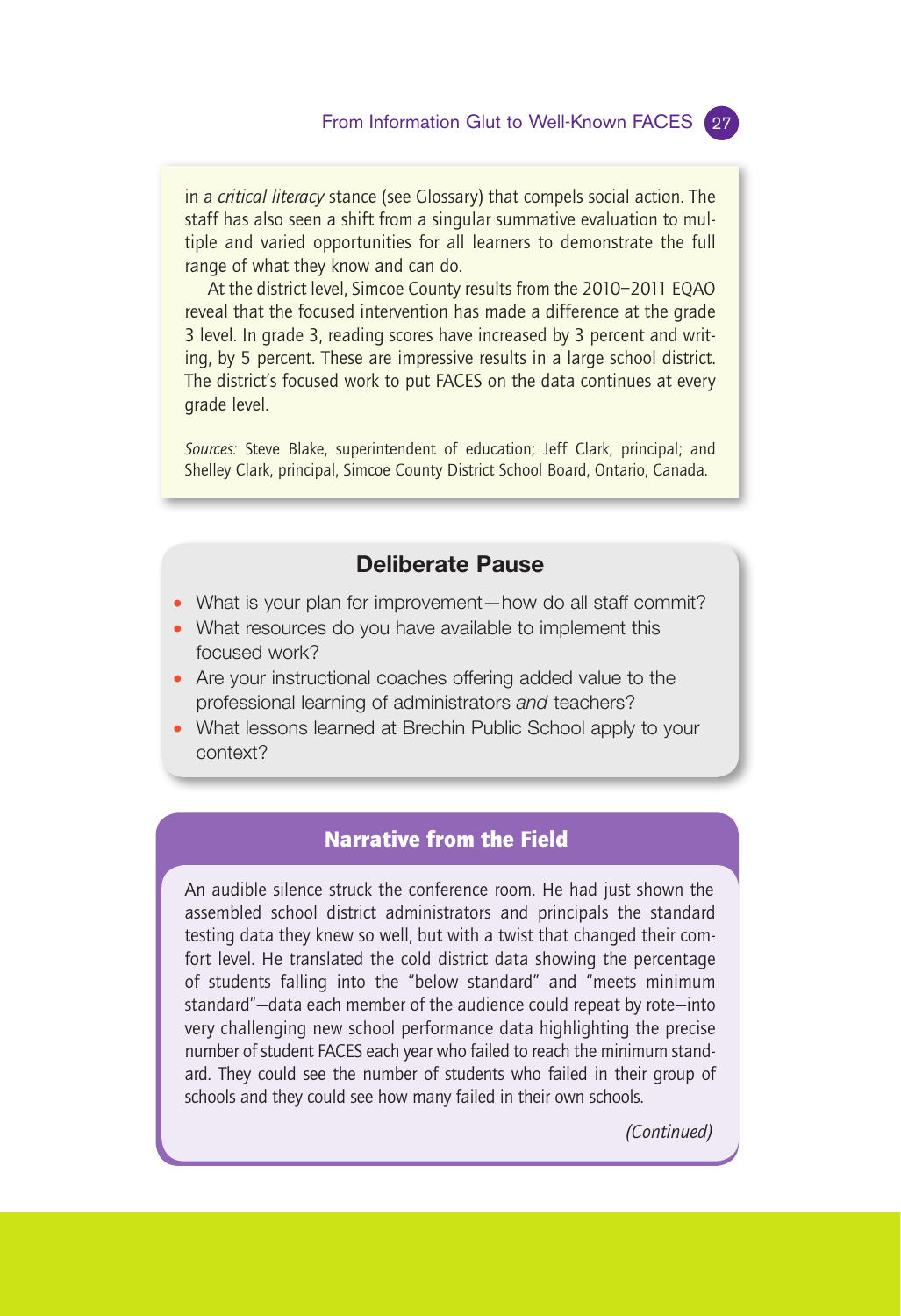in a *critical literacy* stance (see Glossary) that compels social action. The staff has also seen a shift from a singular summative evaluation to multiple and varied opportunities for all learners to demonstrate the full range of what they know and can do.

At the district level, Simcoe County results from the 2010–2011 EQAO reveal that the focused intervention has made a difference at the grade 3 level. In grade 3, reading scores have increased by 3 percent and writing, by 5 percent. These are impressive results in a large school district. The district's focused work to put FACES on the data continues at every grade level.

*Sources:* Steve Blake, superintendent of education; Jeff Clark, principal; and Shelley Clark, principal, Simcoe County District School Board, Ontario, Canada.

## Deliberate Pause

- What is your plan for improvement—how do all staff commit?
- What resources do you have available to implement this focused work?
- Are your instructional coaches offering added value to the professional learning of administrators *and* teachers?
- What lessons learned at Brechin Public School apply to your context?

## Narrative from the Field

An audible silence struck the conference room. He had just shown the assembled school district administrators and principals the standard testing data they knew so well, but with a twist that changed their comfort level. He translated the cold district data showing the percentage of students falling into the "below standard" and "meets minimum standard"—data each member of the audience could repeat by rote—into very challenging new school performance data highlighting the precise number of student FACES each year who failed to reach the minimum standard. They could see the number of students who failed in their group of schools and they could see how many failed in their own schools.

*(Continued)*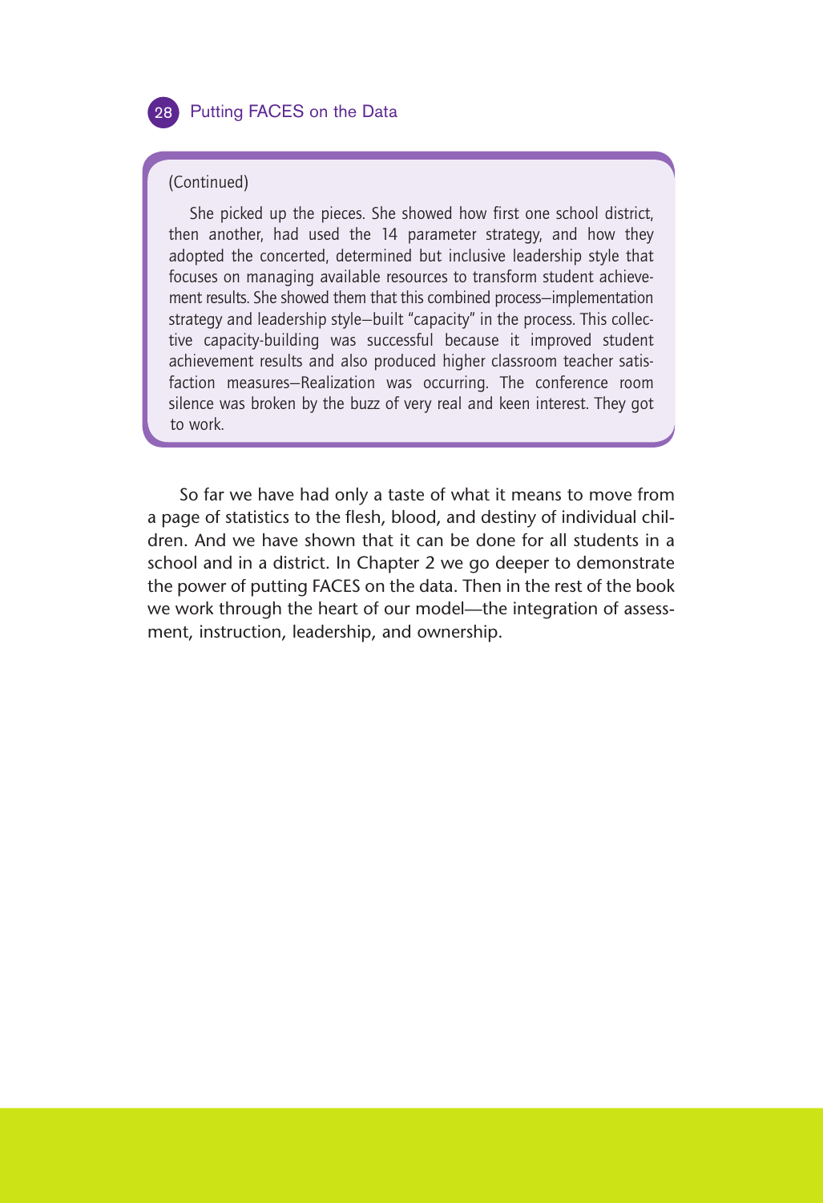(Continued)

She picked up the pieces. She showed how first one school district, then another, had used the 14 parameter strategy, and how they adopted the concerted, determined but inclusive leadership style that focuses on managing available resources to transform student achievement results. She showed them that this combined process—implementation strategy and leadership style—built "capacity" in the process. This collective capacity-building was successful because it improved student achievement results and also produced higher classroom teacher satisfaction measures—Realization was occurring. The conference room silence was broken by the buzz of very real and keen interest. They got to work.

So far we have had only a taste of what it means to move from a page of statistics to the flesh, blood, and destiny of individual children. And we have shown that it can be done for all students in a school and in a district. In Chapter 2 we go deeper to demonstrate the power of putting FACES on the data. Then in the rest of the book we work through the heart of our model—the integration of assessment, instruction, leadership, and ownership.